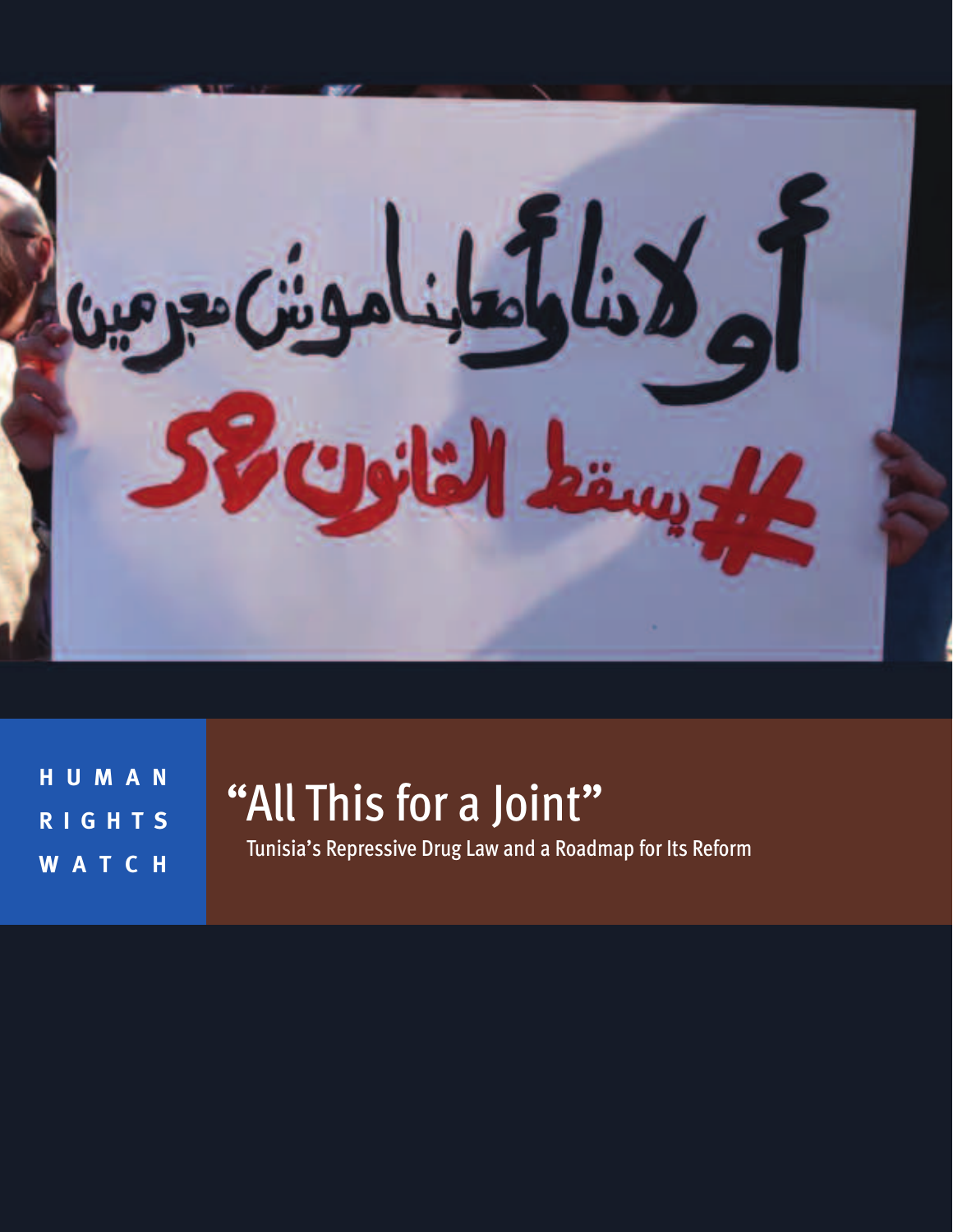HUMAN RIGHTS WATCH

# “All This for a Joint”

## Tunisia’s Repressive Drug Law and a Roadmap for Its Reform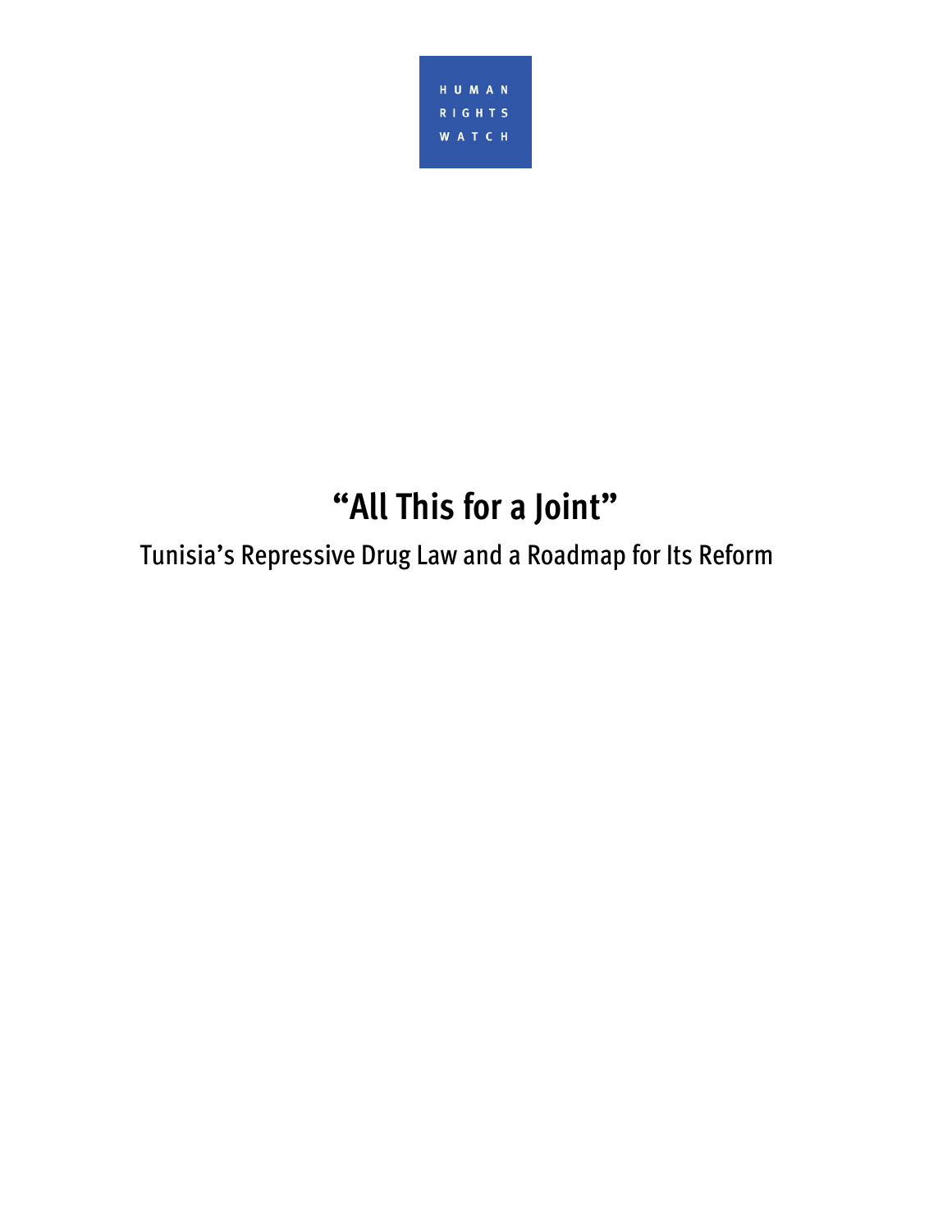HUMAN RIGHTS WATCH

# "All This for a Joint"

## Tunisia's Repressive Drug Law and a Roadmap for Its Reform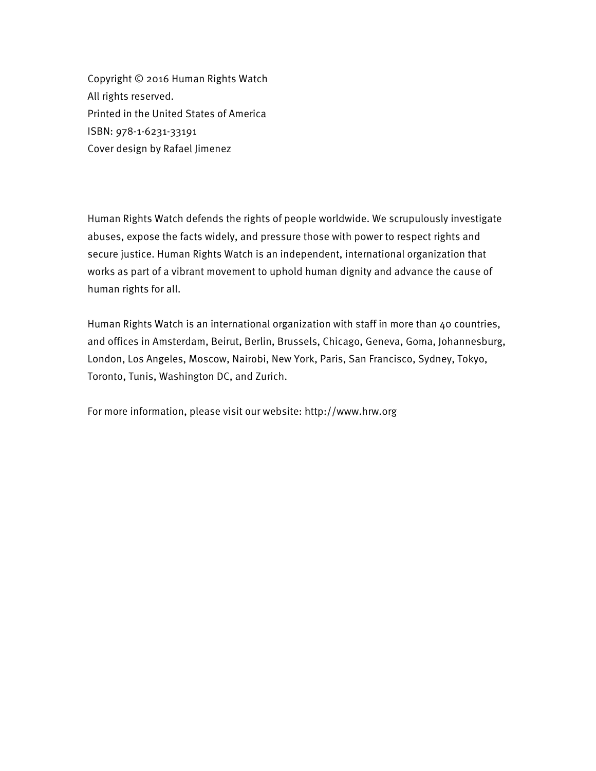Copyright © 2016 Human Rights Watch
All rights reserved.
Printed in the United States of America
ISBN: 978-1-6231-33191
Cover design by Rafael Jimenez

Human Rights Watch defends the rights of people worldwide. We scrupulously investigate abuses, expose the facts widely, and pressure those with power to respect rights and secure justice. Human Rights Watch is an independent, international organization that works as part of a vibrant movement to uphold human dignity and advance the cause of human rights for all.

Human Rights Watch is an international organization with staff in more than 40 countries, and offices in Amsterdam, Beirut, Berlin, Brussels, Chicago, Geneva, Goma, Johannesburg, London, Los Angeles, Moscow, Nairobi, New York, Paris, San Francisco, Sydney, Tokyo, Toronto, Tunis, Washington DC, and Zurich.

For more information, please visit our website: http://www.hrw.org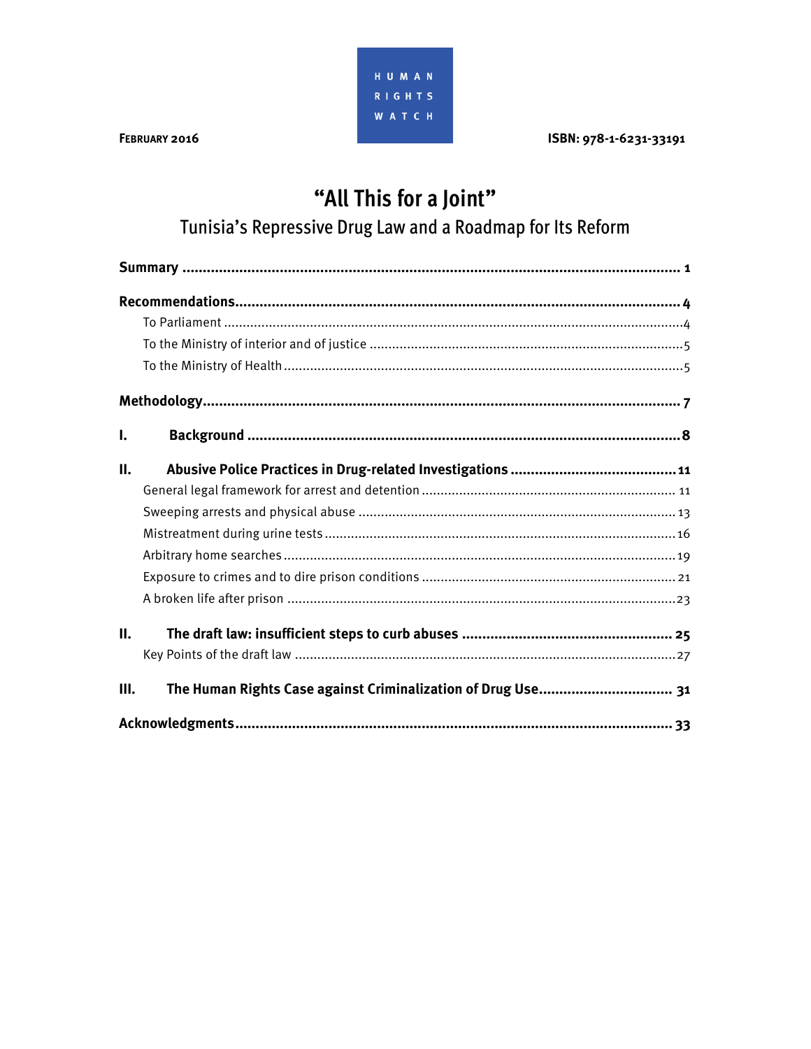FEBRUARY 2016

HUMAN RIGHTS WATCH

ISBN: 978-1-6231-33191

# "All This for a Joint"

## Tunisia's Repressive Drug Law and a Roadmap for Its Reform

**Summary** ........................................................................................................................ 1

**Recommendations**............................................................................................................ 4

To Parliament .......................................................................................................................4

To the Ministry of interior and of justice ..................................................................................5

To the Ministry of Health.........................................................................................................5

**Methodology**.................................................................................................................... 7

**I. Background** .................................................................................................................8

**II. Abusive Police Practices in Drug-related Investigations** ........................................ 11

General legal framework for arrest and detention ................................................................... 11

Sweeping arrests and physical abuse ..................................................................................... 13

Mistreatment during urine tests............................................................................................ 16

Arbitrary home searches....................................................................................................... 19

Exposure to crimes and to dire prison conditions .................................................................. 21

A broken life after prison ..................................................................................................... 23

**II. The draft law: insufficient steps to curb abuses** .................................................... 25

Key Points of the draft law .................................................................................................... 27

**III. The Human Rights Case against Criminalization of Drug Use**................................. 31

**Acknowledgments**.......................................................................................................... 33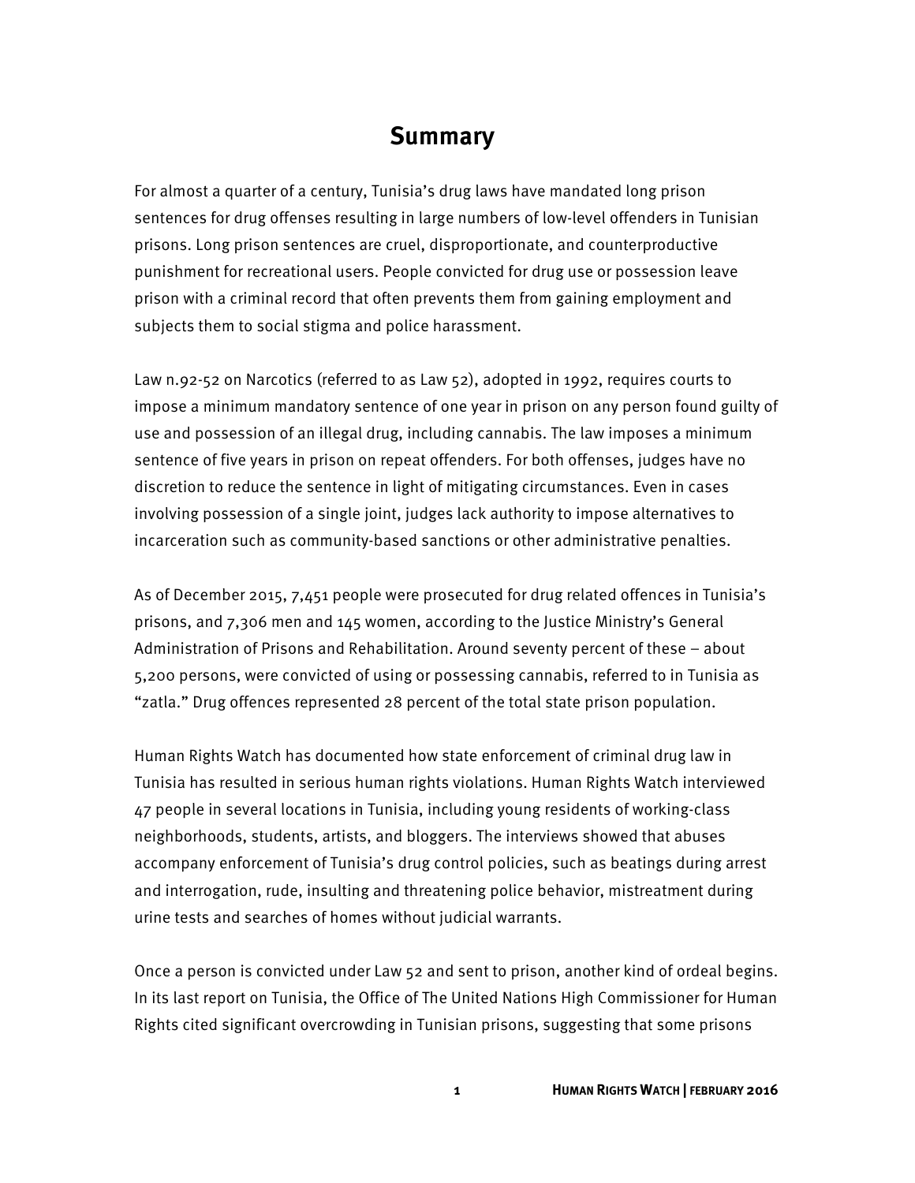# Summary

For almost a quarter of a century, Tunisia's drug laws have mandated long prison sentences for drug offenses resulting in large numbers of low-level offenders in Tunisian prisons. Long prison sentences are cruel, disproportionate, and counterproductive punishment for recreational users. People convicted for drug use or possession leave prison with a criminal record that often prevents them from gaining employment and subjects them to social stigma and police harassment.

Law n.92-52 on Narcotics (referred to as Law 52), adopted in 1992, requires courts to impose a minimum mandatory sentence of one year in prison on any person found guilty of use and possession of an illegal drug, including cannabis. The law imposes a minimum sentence of five years in prison on repeat offenders. For both offenses, judges have no discretion to reduce the sentence in light of mitigating circumstances. Even in cases involving possession of a single joint, judges lack authority to impose alternatives to incarceration such as community-based sanctions or other administrative penalties.

As of December 2015, 7,451 people were prosecuted for drug related offences in Tunisia's prisons, and 7,306 men and 145 women, according to the Justice Ministry's General Administration of Prisons and Rehabilitation. Around seventy percent of these – about 5,200 persons, were convicted of using or possessing cannabis, referred to in Tunisia as "zatla." Drug offences represented 28 percent of the total state prison population.

Human Rights Watch has documented how state enforcement of criminal drug law in Tunisia has resulted in serious human rights violations. Human Rights Watch interviewed 47 people in several locations in Tunisia, including young residents of working-class neighborhoods, students, artists, and bloggers. The interviews showed that abuses accompany enforcement of Tunisia's drug control policies, such as beatings during arrest and interrogation, rude, insulting and threatening police behavior, mistreatment during urine tests and searches of homes without judicial warrants.

Once a person is convicted under Law 52 and sent to prison, another kind of ordeal begins. In its last report on Tunisia, the Office of The United Nations High Commissioner for Human Rights cited significant overcrowding in Tunisian prisons, suggesting that some prisons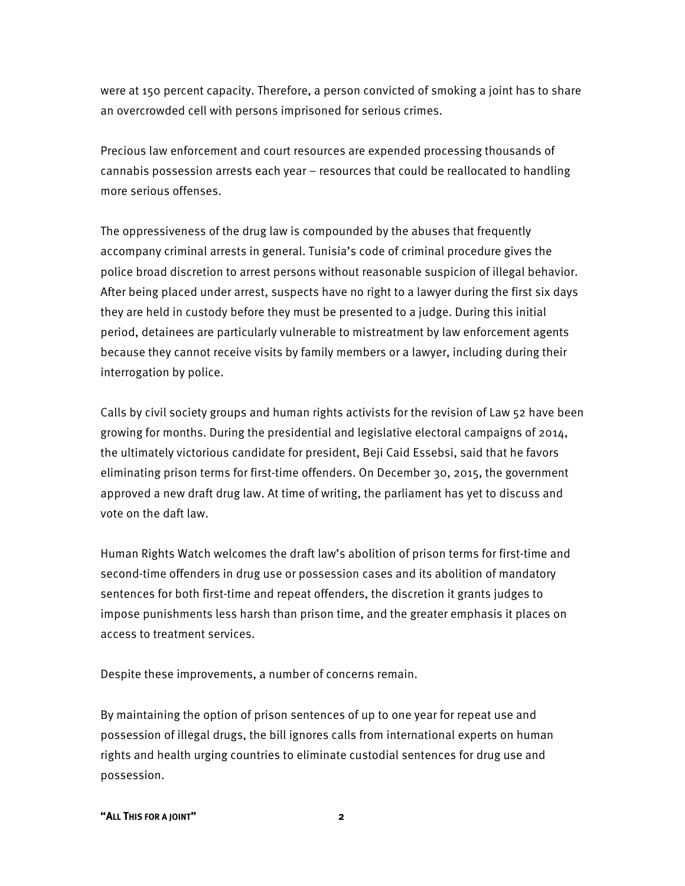were at 150 percent capacity. Therefore, a person convicted of smoking a joint has to share an overcrowded cell with persons imprisoned for serious crimes.

Precious law enforcement and court resources are expended processing thousands of cannabis possession arrests each year – resources that could be reallocated to handling more serious offenses.

The oppressiveness of the drug law is compounded by the abuses that frequently accompany criminal arrests in general. Tunisia's code of criminal procedure gives the police broad discretion to arrest persons without reasonable suspicion of illegal behavior. After being placed under arrest, suspects have no right to a lawyer during the first six days they are held in custody before they must be presented to a judge. During this initial period, detainees are particularly vulnerable to mistreatment by law enforcement agents because they cannot receive visits by family members or a lawyer, including during their interrogation by police.

Calls by civil society groups and human rights activists for the revision of Law 52 have been growing for months. During the presidential and legislative electoral campaigns of 2014, the ultimately victorious candidate for president, Beji Caid Essebsi, said that he favors eliminating prison terms for first-time offenders. On December 30, 2015, the government approved a new draft drug law. At time of writing, the parliament has yet to discuss and vote on the daft law.

Human Rights Watch welcomes the draft law's abolition of prison terms for first-time and second-time offenders in drug use or possession cases and its abolition of mandatory sentences for both first-time and repeat offenders, the discretion it grants judges to impose punishments less harsh than prison time, and the greater emphasis it places on access to treatment services.

Despite these improvements, a number of concerns remain.

By maintaining the option of prison sentences of up to one year for repeat use and possession of illegal drugs, the bill ignores calls from international experts on human rights and health urging countries to eliminate custodial sentences for drug use and possession.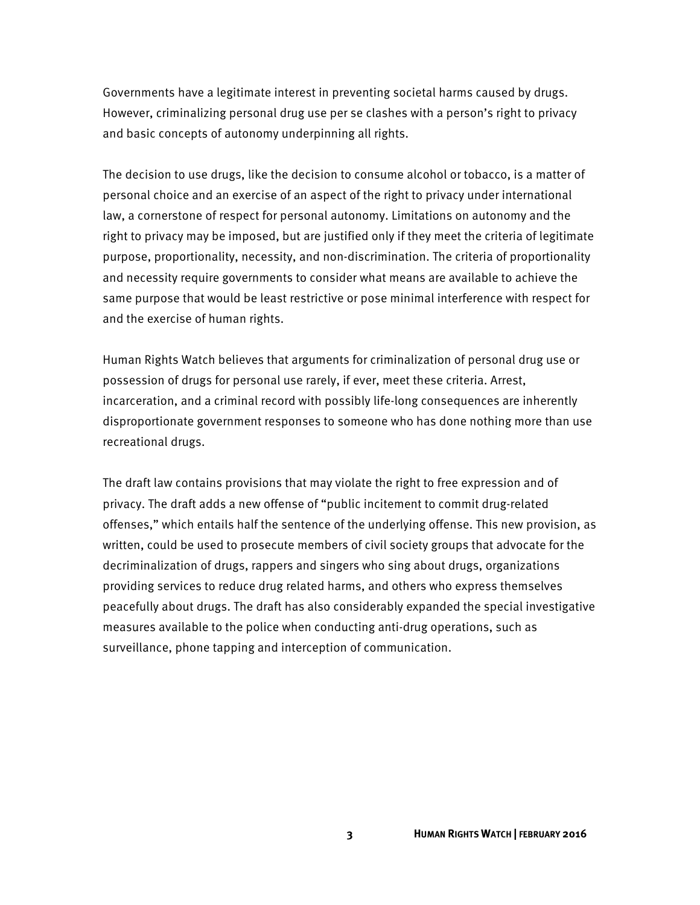Governments have a legitimate interest in preventing societal harms caused by drugs. However, criminalizing personal drug use per se clashes with a person's right to privacy and basic concepts of autonomy underpinning all rights.

The decision to use drugs, like the decision to consume alcohol or tobacco, is a matter of personal choice and an exercise of an aspect of the right to privacy under international law, a cornerstone of respect for personal autonomy. Limitations on autonomy and the right to privacy may be imposed, but are justified only if they meet the criteria of legitimate purpose, proportionality, necessity, and non-discrimination. The criteria of proportionality and necessity require governments to consider what means are available to achieve the same purpose that would be least restrictive or pose minimal interference with respect for and the exercise of human rights.

Human Rights Watch believes that arguments for criminalization of personal drug use or possession of drugs for personal use rarely, if ever, meet these criteria. Arrest, incarceration, and a criminal record with possibly life-long consequences are inherently disproportionate government responses to someone who has done nothing more than use recreational drugs.

The draft law contains provisions that may violate the right to free expression and of privacy. The draft adds a new offense of "public incitement to commit drug-related offenses," which entails half the sentence of the underlying offense. This new provision, as written, could be used to prosecute members of civil society groups that advocate for the decriminalization of drugs, rappers and singers who sing about drugs, organizations providing services to reduce drug related harms, and others who express themselves peacefully about drugs. The draft has also considerably expanded the special investigative measures available to the police when conducting anti-drug operations, such as surveillance, phone tapping and interception of communication.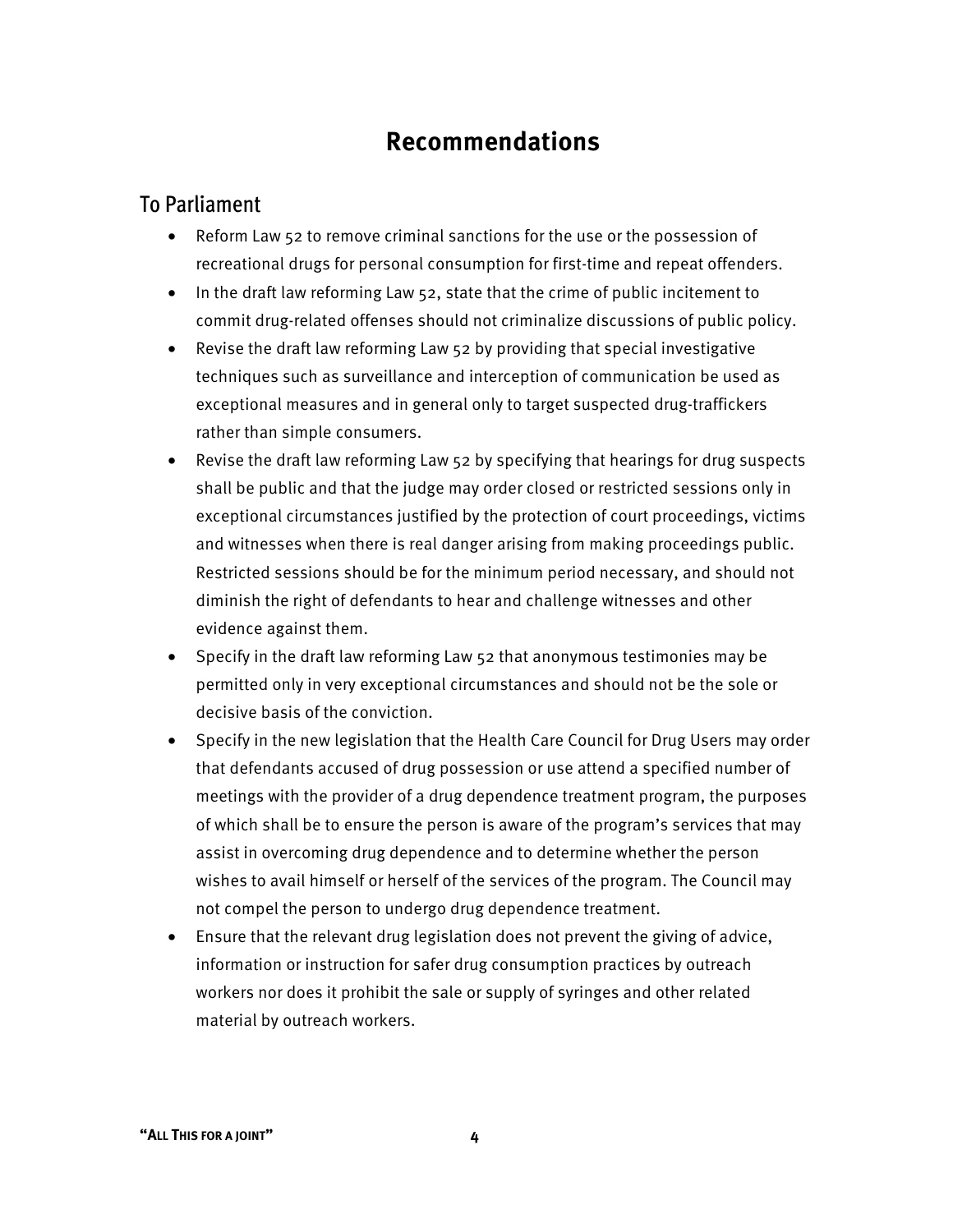# Recommendations

## To Parliament

- Reform Law 52 to remove criminal sanctions for the use or the possession of recreational drugs for personal consumption for first-time and repeat offenders.
- In the draft law reforming Law 52, state that the crime of public incitement to commit drug-related offenses should not criminalize discussions of public policy.
- Revise the draft law reforming Law 52 by providing that special investigative techniques such as surveillance and interception of communication be used as exceptional measures and in general only to target suspected drug-traffickers rather than simple consumers.
- Revise the draft law reforming Law 52 by specifying that hearings for drug suspects shall be public and that the judge may order closed or restricted sessions only in exceptional circumstances justified by the protection of court proceedings, victims and witnesses when there is real danger arising from making proceedings public. Restricted sessions should be for the minimum period necessary, and should not diminish the right of defendants to hear and challenge witnesses and other evidence against them.
- Specify in the draft law reforming Law 52 that anonymous testimonies may be permitted only in very exceptional circumstances and should not be the sole or decisive basis of the conviction.
- Specify in the new legislation that the Health Care Council for Drug Users may order that defendants accused of drug possession or use attend a specified number of meetings with the provider of a drug dependence treatment program, the purposes of which shall be to ensure the person is aware of the program's services that may assist in overcoming drug dependence and to determine whether the person wishes to avail himself or herself of the services of the program. The Council may not compel the person to undergo drug dependence treatment.
- Ensure that the relevant drug legislation does not prevent the giving of advice, information or instruction for safer drug consumption practices by outreach workers nor does it prohibit the sale or supply of syringes and other related material by outreach workers.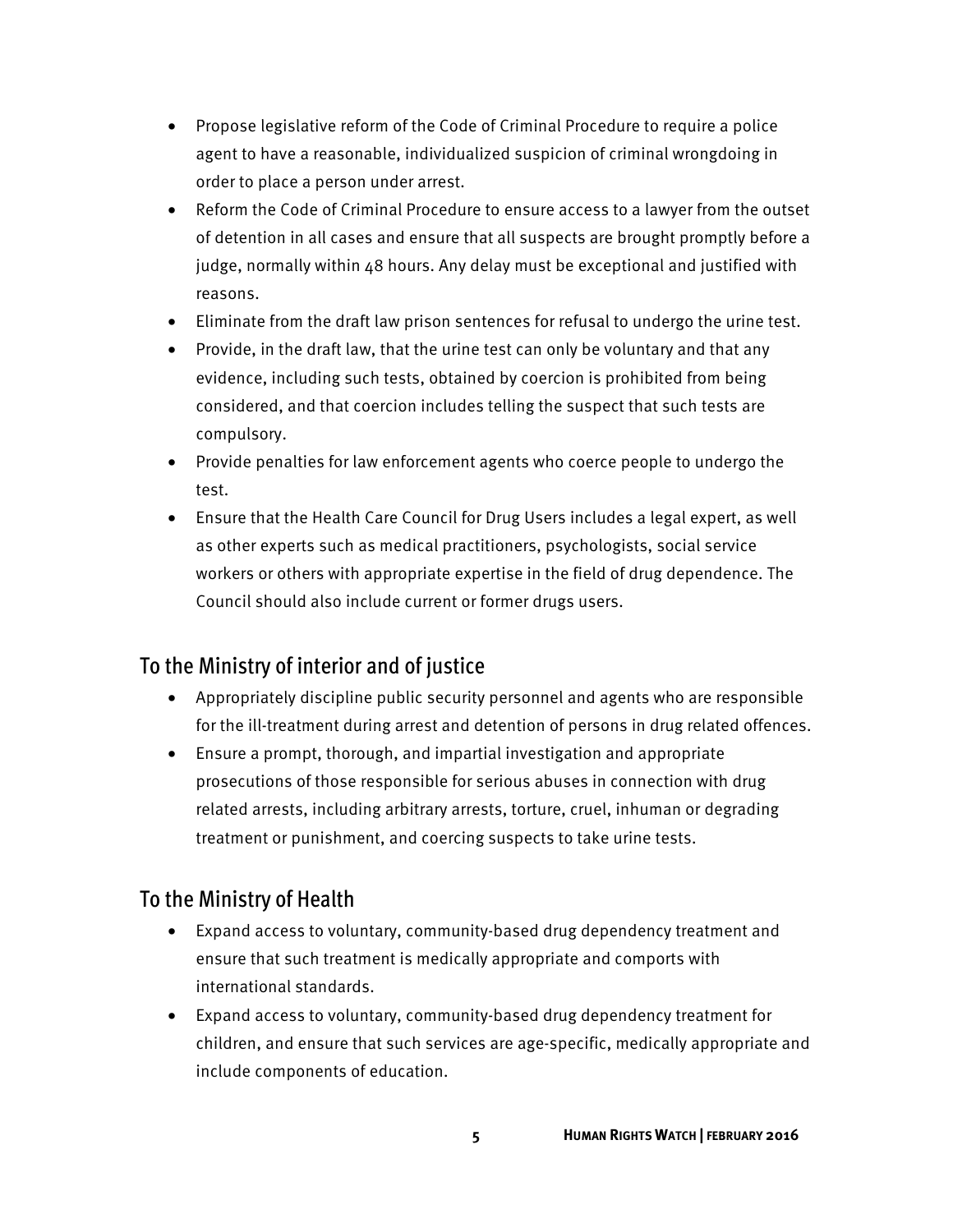- Propose legislative reform of the Code of Criminal Procedure to require a police agent to have a reasonable, individualized suspicion of criminal wrongdoing in order to place a person under arrest.
- Reform the Code of Criminal Procedure to ensure access to a lawyer from the outset of detention in all cases and ensure that all suspects are brought promptly before a judge, normally within 48 hours. Any delay must be exceptional and justified with reasons.
- Eliminate from the draft law prison sentences for refusal to undergo the urine test.
- Provide, in the draft law, that the urine test can only be voluntary and that any evidence, including such tests, obtained by coercion is prohibited from being considered, and that coercion includes telling the suspect that such tests are compulsory.
- Provide penalties for law enforcement agents who coerce people to undergo the test.
- Ensure that the Health Care Council for Drug Users includes a legal expert, as well as other experts such as medical practitioners, psychologists, social service workers or others with appropriate expertise in the field of drug dependence. The Council should also include current or former drugs users.

## To the Ministry of interior and of justice

- Appropriately discipline public security personnel and agents who are responsible for the ill-treatment during arrest and detention of persons in drug related offences.
- Ensure a prompt, thorough, and impartial investigation and appropriate prosecutions of those responsible for serious abuses in connection with drug related arrests, including arbitrary arrests, torture, cruel, inhuman or degrading treatment or punishment, and coercing suspects to take urine tests.

## To the Ministry of Health

- Expand access to voluntary, community-based drug dependency treatment and ensure that such treatment is medically appropriate and comports with international standards.
- Expand access to voluntary, community-based drug dependency treatment for children, and ensure that such services are age-specific, medically appropriate and include components of education.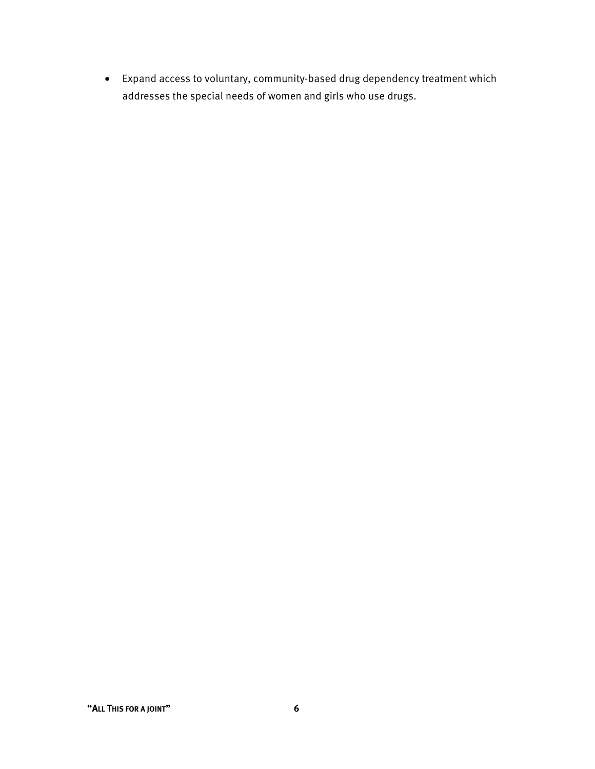- Expand access to voluntary, community-based drug dependency treatment which addresses the special needs of women and girls who use drugs.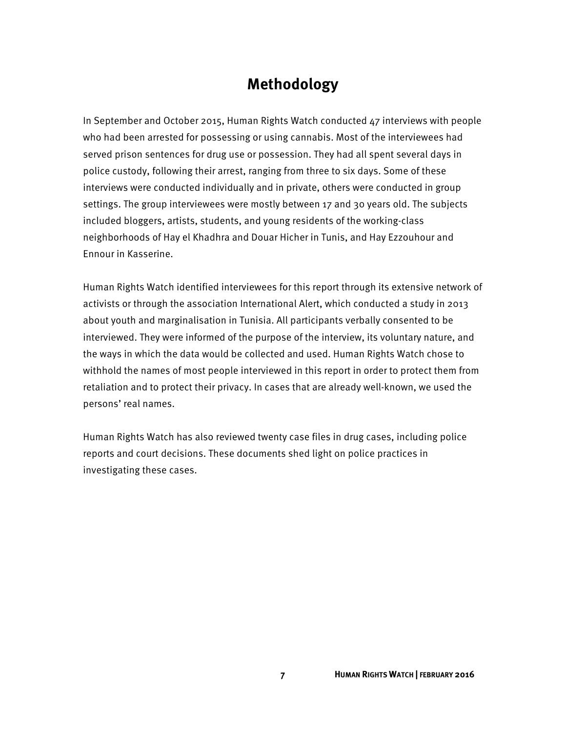# Methodology

In September and October 2015, Human Rights Watch conducted 47 interviews with people who had been arrested for possessing or using cannabis. Most of the interviewees had served prison sentences for drug use or possession. They had all spent several days in police custody, following their arrest, ranging from three to six days. Some of these interviews were conducted individually and in private, others were conducted in group settings. The group interviewees were mostly between 17 and 30 years old. The subjects included bloggers, artists, students, and young residents of the working-class neighborhoods of Hay el Khadhra and Douar Hicher in Tunis, and Hay Ezzouhour and Ennour in Kasserine.

Human Rights Watch identified interviewees for this report through its extensive network of activists or through the association International Alert, which conducted a study in 2013 about youth and marginalisation in Tunisia. All participants verbally consented to be interviewed. They were informed of the purpose of the interview, its voluntary nature, and the ways in which the data would be collected and used. Human Rights Watch chose to withhold the names of most people interviewed in this report in order to protect them from retaliation and to protect their privacy. In cases that are already well-known, we used the persons' real names.

Human Rights Watch has also reviewed twenty case files in drug cases, including police reports and court decisions. These documents shed light on police practices in investigating these cases.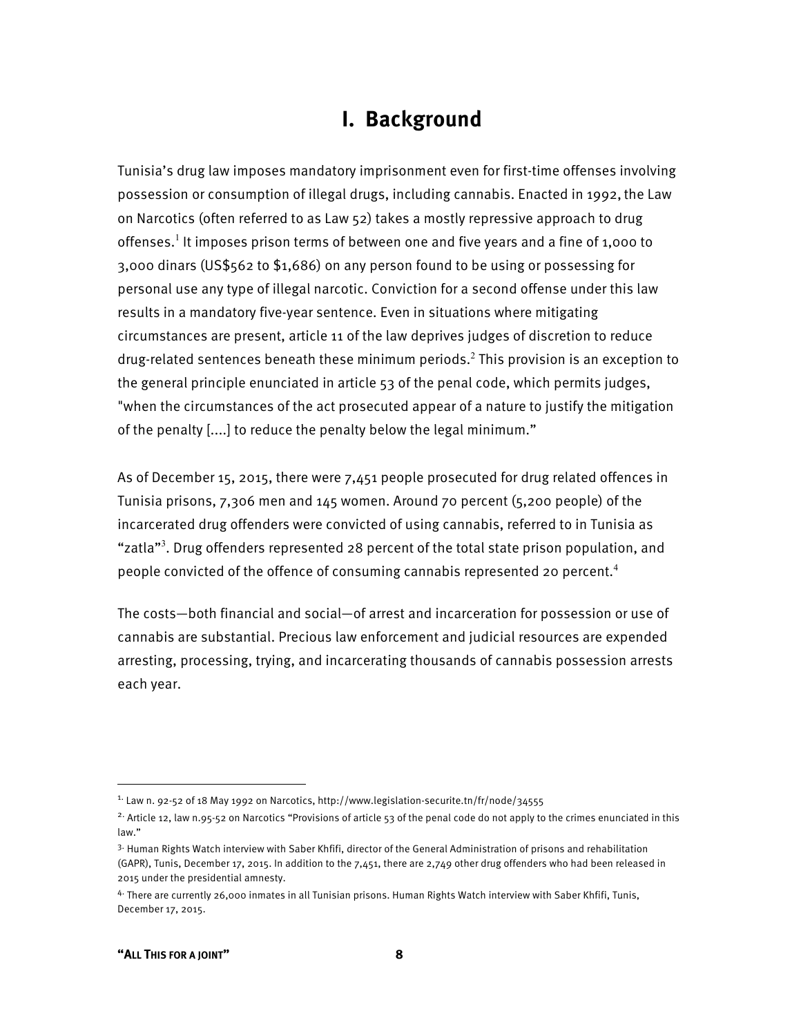# I. Background

Tunisia's drug law imposes mandatory imprisonment even for first-time offenses involving possession or consumption of illegal drugs, including cannabis. Enacted in 1992, the Law on Narcotics (often referred to as Law 52) takes a mostly repressive approach to drug offenses.[1] It imposes prison terms of between one and five years and a fine of 1,000 to 3,000 dinars (US$562 to $1,686) on any person found to be using or possessing for personal use any type of illegal narcotic. Conviction for a second offense under this law results in a mandatory five-year sentence. Even in situations where mitigating circumstances are present, article 11 of the law deprives judges of discretion to reduce drug-related sentences beneath these minimum periods.[2] This provision is an exception to the general principle enunciated in article 53 of the penal code, which permits judges, "when the circumstances of the act prosecuted appear of a nature to justify the mitigation of the penalty [....] to reduce the penalty below the legal minimum."

As of December 15, 2015, there were 7,451 people prosecuted for drug related offences in Tunisia prisons, 7,306 men and 145 women. Around 70 percent (5,200 people) of the incarcerated drug offenders were convicted of using cannabis, referred to in Tunisia as "zatla"[3]. Drug offenders represented 28 percent of the total state prison population, and people convicted of the offence of consuming cannabis represented 20 percent.[4]

The costs—both financial and social—of arrest and incarceration for possession or use of cannabis are substantial. Precious law enforcement and judicial resources are expended arresting, processing, trying, and incarcerating thousands of cannabis possession arrests each year.

---

1. Law n. 92-52 of 18 May 1992 on Narcotics, http://www.legislation-securite.tn/fr/node/34555

2. Article 12, law n.95-52 on Narcotics "Provisions of article 53 of the penal code do not apply to the crimes enunciated in this law."

3. Human Rights Watch interview with Saber Khfifi, director of the General Administration of prisons and rehabilitation (GAPR), Tunis, December 17, 2015. In addition to the 7,451, there are 2,749 other drug offenders who had been released in 2015 under the presidential amnesty.

4. There are currently 26,000 inmates in all Tunisian prisons. Human Rights Watch interview with Saber Khfifi, Tunis, December 17, 2015.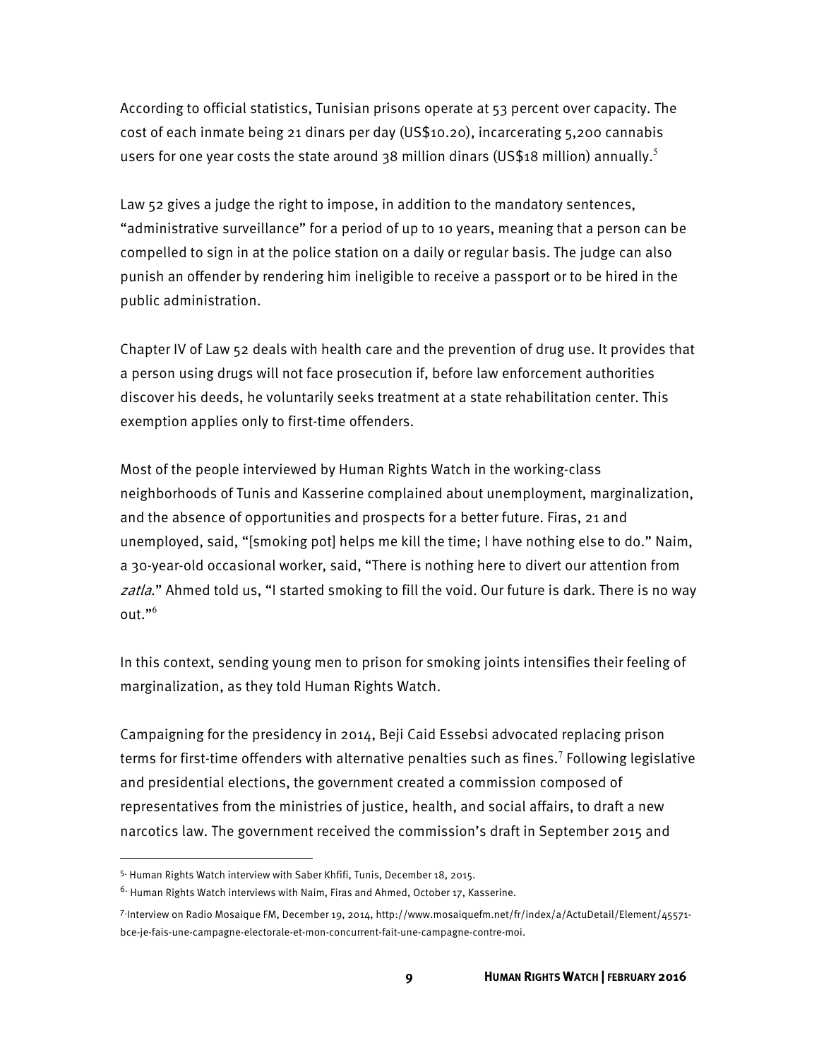According to official statistics, Tunisian prisons operate at 53 percent over capacity. The cost of each inmate being 21 dinars per day (US$10.20), incarcerating 5,200 cannabis users for one year costs the state around 38 million dinars (US$18 million) annually.[5]

Law 52 gives a judge the right to impose, in addition to the mandatory sentences, "administrative surveillance" for a period of up to 10 years, meaning that a person can be compelled to sign in at the police station on a daily or regular basis. The judge can also punish an offender by rendering him ineligible to receive a passport or to be hired in the public administration.

Chapter IV of Law 52 deals with health care and the prevention of drug use. It provides that a person using drugs will not face prosecution if, before law enforcement authorities discover his deeds, he voluntarily seeks treatment at a state rehabilitation center. This exemption applies only to first-time offenders.

Most of the people interviewed by Human Rights Watch in the working-class neighborhoods of Tunis and Kasserine complained about unemployment, marginalization, and the absence of opportunities and prospects for a better future. Firas, 21 and unemployed, said, "[smoking pot] helps me kill the time; I have nothing else to do." Naim, a 30-year-old occasional worker, said, "There is nothing here to divert our attention from *zatla*." Ahmed told us, "I started smoking to fill the void. Our future is dark. There is no way out."[6]

In this context, sending young men to prison for smoking joints intensifies their feeling of marginalization, as they told Human Rights Watch.

Campaigning for the presidency in 2014, Beji Caid Essebsi advocated replacing prison terms for first-time offenders with alternative penalties such as fines.[7] Following legislative and presidential elections, the government created a commission composed of representatives from the ministries of justice, health, and social affairs, to draft a new narcotics law. The government received the commission's draft in September 2015 and

---

5. Human Rights Watch interview with Saber Khfifi, Tunis, December 18, 2015.

6. Human Rights Watch interviews with Naim, Firas and Ahmed, October 17, Kasserine.

7. Interview on Radio Mosaique FM, December 19, 2014, http://www.mosaiquefm.net/fr/index/a/ActuDetail/Element/45571-bce-je-fais-une-campagne-electorale-et-mon-concurrent-fait-une-campagne-contre-moi.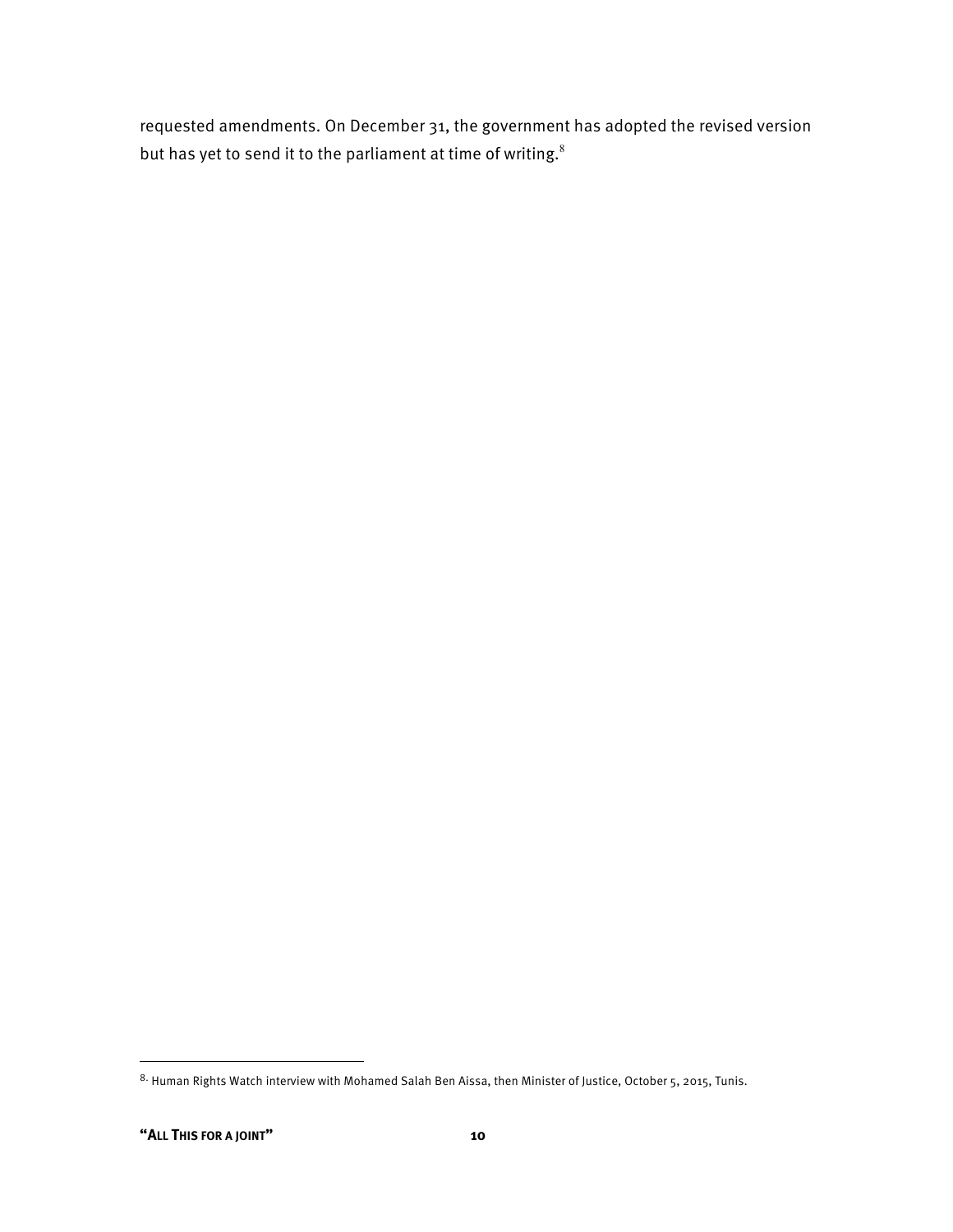requested amendments. On December 31, the government has adopted the revised version but has yet to send it to the parliament at time of writing.[8]

---

[8] Human Rights Watch interview with Mohamed Salah Ben Aissa, then Minister of Justice, October 5, 2015, Tunis.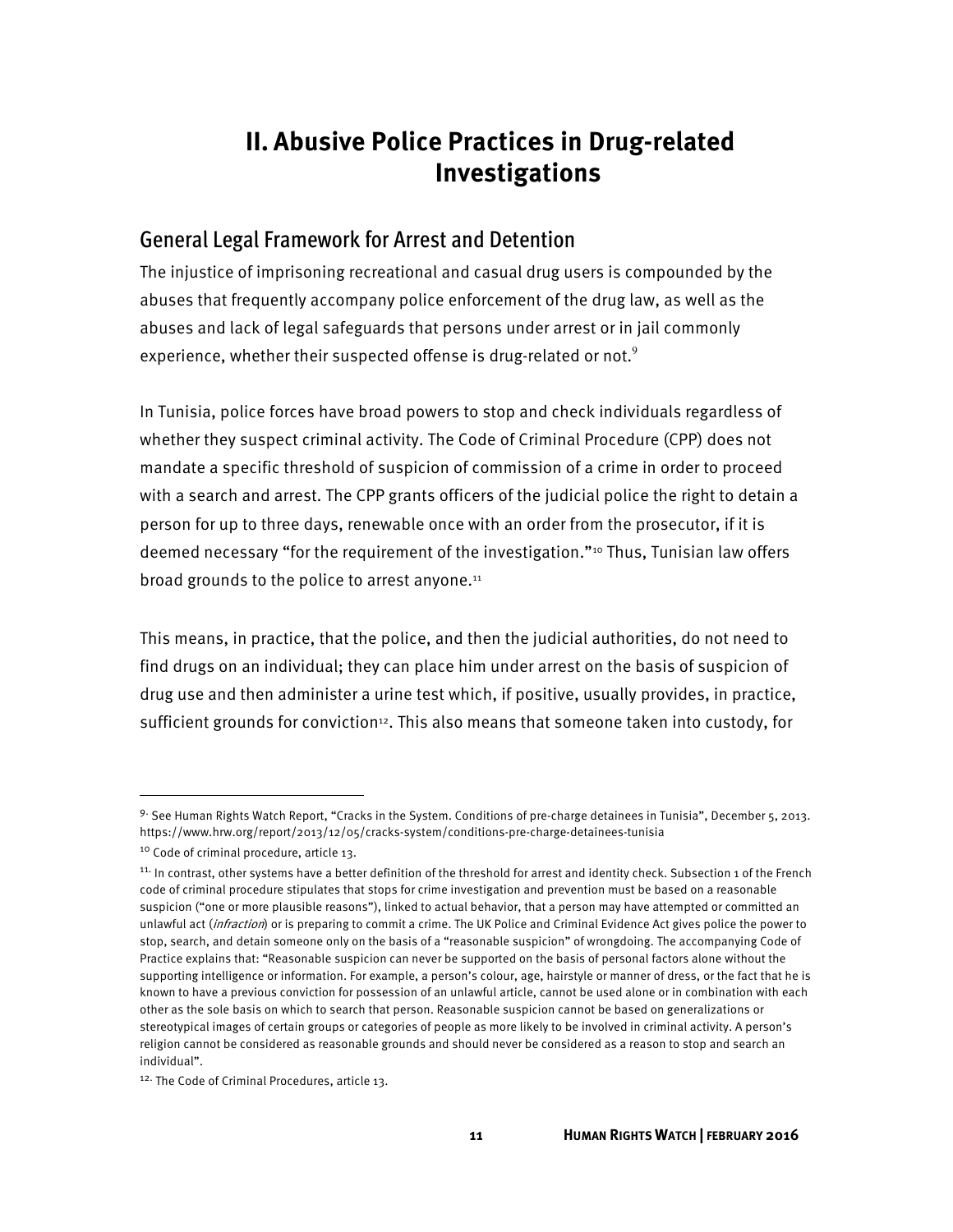# II. Abusive Police Practices in Drug-related Investigations

## General Legal Framework for Arrest and Detention

The injustice of imprisoning recreational and casual drug users is compounded by the abuses that frequently accompany police enforcement of the drug law, as well as the abuses and lack of legal safeguards that persons under arrest or in jail commonly experience, whether their suspected offense is drug-related or not.[9]

In Tunisia, police forces have broad powers to stop and check individuals regardless of whether they suspect criminal activity. The Code of Criminal Procedure (CPP) does not mandate a specific threshold of suspicion of commission of a crime in order to proceed with a search and arrest. The CPP grants officers of the judicial police the right to detain a person for up to three days, renewable once with an order from the prosecutor, if it is deemed necessary "for the requirement of the investigation."[10] Thus, Tunisian law offers broad grounds to the police to arrest anyone.[11]

This means, in practice, that the police, and then the judicial authorities, do not need to find drugs on an individual; they can place him under arrest on the basis of suspicion of drug use and then administer a urine test which, if positive, usually provides, in practice, sufficient grounds for conviction[12]. This also means that someone taken into custody, for

---

[9] See Human Rights Watch Report, "Cracks in the System. Conditions of pre-charge detainees in Tunisia", December 5, 2013. https://www.hrw.org/report/2013/12/05/cracks-system/conditions-pre-charge-detainees-tunisia

[10] Code of criminal procedure, article 13.

[11] In contrast, other systems have a better definition of the threshold for arrest and identity check. Subsection 1 of the French code of criminal procedure stipulates that stops for crime investigation and prevention must be based on a reasonable suspicion ("one or more plausible reasons"), linked to actual behavior, that a person may have attempted or committed an unlawful act (*infraction*) or is preparing to commit a crime. The UK Police and Criminal Evidence Act gives police the power to stop, search, and detain someone only on the basis of a "reasonable suspicion" of wrongdoing. The accompanying Code of Practice explains that: "Reasonable suspicion can never be supported on the basis of personal factors alone without the supporting intelligence or information. For example, a person's colour, age, hairstyle or manner of dress, or the fact that he is known to have a previous conviction for possession of an unlawful article, cannot be used alone or in combination with each other as the sole basis on which to search that person. Reasonable suspicion cannot be based on generalizations or stereotypical images of certain groups or categories of people as more likely to be involved in criminal activity. A person's religion cannot be considered as reasonable grounds and should never be considered as a reason to stop and search an individual".

[12] The Code of Criminal Procedures, article 13.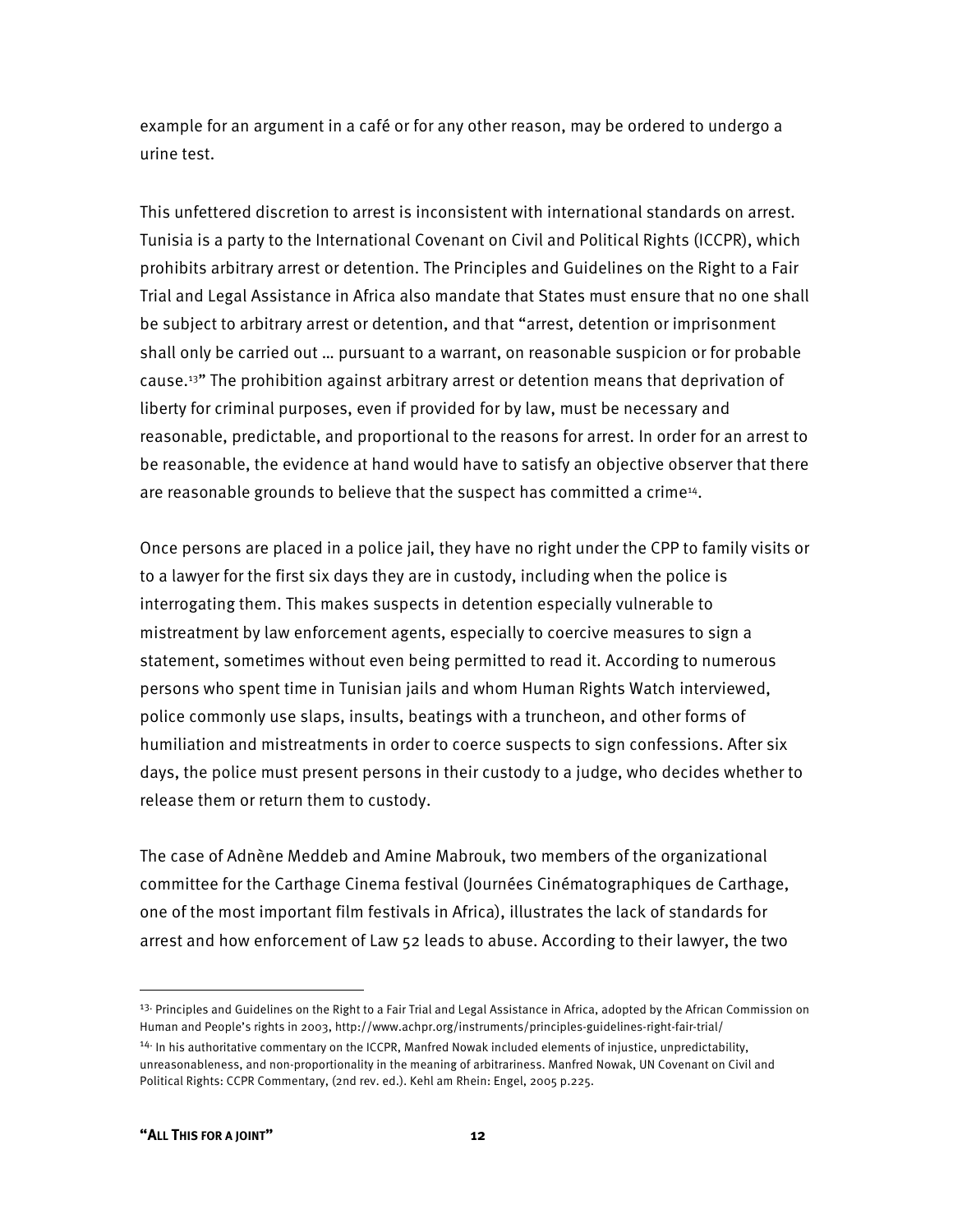example for an argument in a café or for any other reason, may be ordered to undergo a urine test.

This unfettered discretion to arrest is inconsistent with international standards on arrest. Tunisia is a party to the International Covenant on Civil and Political Rights (ICCPR), which prohibits arbitrary arrest or detention. The Principles and Guidelines on the Right to a Fair Trial and Legal Assistance in Africa also mandate that States must ensure that no one shall be subject to arbitrary arrest or detention, and that "arrest, detention or imprisonment shall only be carried out … pursuant to a warrant, on reasonable suspicion or for probable cause.[13]" The prohibition against arbitrary arrest or detention means that deprivation of liberty for criminal purposes, even if provided for by law, must be necessary and reasonable, predictable, and proportional to the reasons for arrest. In order for an arrest to be reasonable, the evidence at hand would have to satisfy an objective observer that there are reasonable grounds to believe that the suspect has committed a crime[14].

Once persons are placed in a police jail, they have no right under the CPP to family visits or to a lawyer for the first six days they are in custody, including when the police is interrogating them. This makes suspects in detention especially vulnerable to mistreatment by law enforcement agents, especially to coercive measures to sign a statement, sometimes without even being permitted to read it. According to numerous persons who spent time in Tunisian jails and whom Human Rights Watch interviewed, police commonly use slaps, insults, beatings with a truncheon, and other forms of humiliation and mistreatments in order to coerce suspects to sign confessions. After six days, the police must present persons in their custody to a judge, who decides whether to release them or return them to custody.

The case of Adnène Meddeb and Amine Mabrouk, two members of the organizational committee for the Carthage Cinema festival (Journées Cinématographiques de Carthage, one of the most important film festivals in Africa), illustrates the lack of standards for arrest and how enforcement of Law 52 leads to abuse. According to their lawyer, the two

---

[13] Principles and Guidelines on the Right to a Fair Trial and Legal Assistance in Africa, adopted by the African Commission on Human and People's rights in 2003, http://www.achpr.org/instruments/principles-guidelines-right-fair-trial/

[14] In his authoritative commentary on the ICCPR, Manfred Nowak included elements of injustice, unpredictability, unreasonableness, and non-proportionality in the meaning of arbitrariness. Manfred Nowak, UN Covenant on Civil and Political Rights: CCPR Commentary, (2nd rev. ed.). Kehl am Rhein: Engel, 2005 p.225.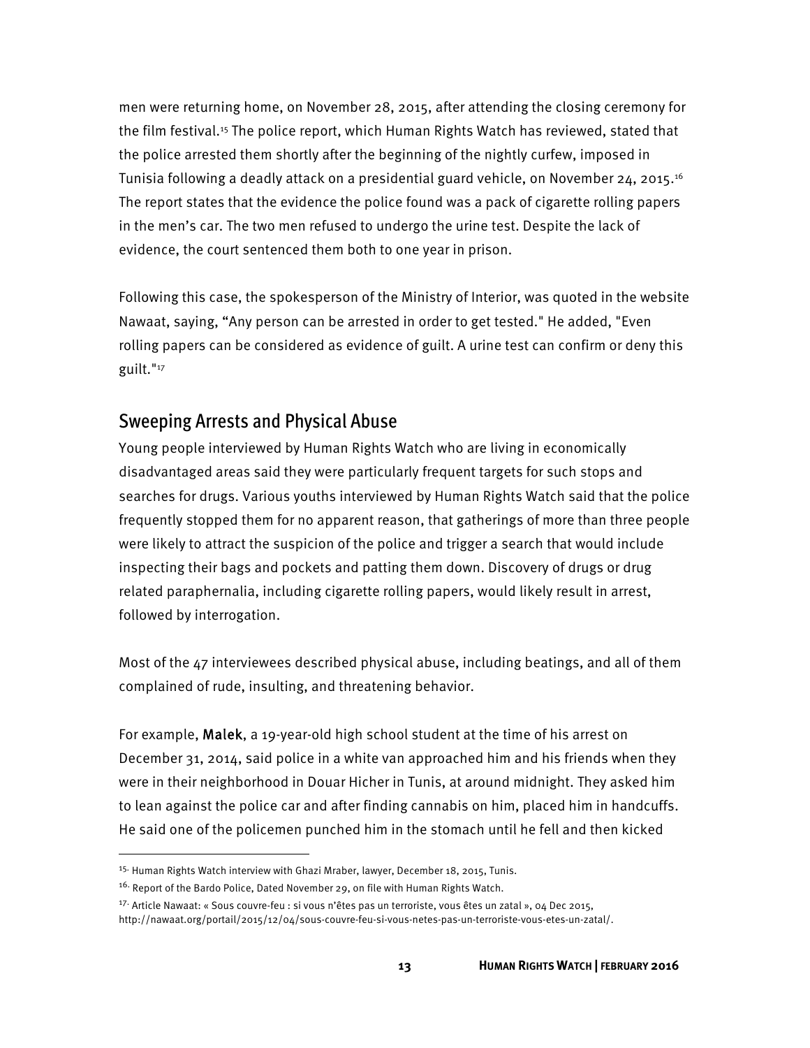men were returning home, on November 28, 2015, after attending the closing ceremony for the film festival.[15] The police report, which Human Rights Watch has reviewed, stated that the police arrested them shortly after the beginning of the nightly curfew, imposed in Tunisia following a deadly attack on a presidential guard vehicle, on November 24, 2015.[16] The report states that the evidence the police found was a pack of cigarette rolling papers in the men's car. The two men refused to undergo the urine test. Despite the lack of evidence, the court sentenced them both to one year in prison.

Following this case, the spokesperson of the Ministry of Interior, was quoted in the website Nawaat, saying, "Any person can be arrested in order to get tested." He added, "Even rolling papers can be considered as evidence of guilt. A urine test can confirm or deny this guilt."[17]

## Sweeping Arrests and Physical Abuse

Young people interviewed by Human Rights Watch who are living in economically disadvantaged areas said they were particularly frequent targets for such stops and searches for drugs. Various youths interviewed by Human Rights Watch said that the police frequently stopped them for no apparent reason, that gatherings of more than three people were likely to attract the suspicion of the police and trigger a search that would include inspecting their bags and pockets and patting them down. Discovery of drugs or drug related paraphernalia, including cigarette rolling papers, would likely result in arrest, followed by interrogation.

Most of the 47 interviewees described physical abuse, including beatings, and all of them complained of rude, insulting, and threatening behavior.

For example, **Malek**, a 19-year-old high school student at the time of his arrest on December 31, 2014, said police in a white van approached him and his friends when they were in their neighborhood in Douar Hicher in Tunis, at around midnight. They asked him to lean against the police car and after finding cannabis on him, placed him in handcuffs. He said one of the policemen punched him in the stomach until he fell and then kicked

---

[15] Human Rights Watch interview with Ghazi Mraber, lawyer, December 18, 2015, Tunis.

[16] Report of the Bardo Police, Dated November 29, on file with Human Rights Watch.

[17] Article Nawaat: « Sous couvre-feu : si vous n'êtes pas un terroriste, vous êtes un zatal », 04 Dec 2015, http://nawaat.org/portail/2015/12/04/sous-couvre-feu-si-vous-netes-pas-un-terroriste-vous-etes-un-zatal/.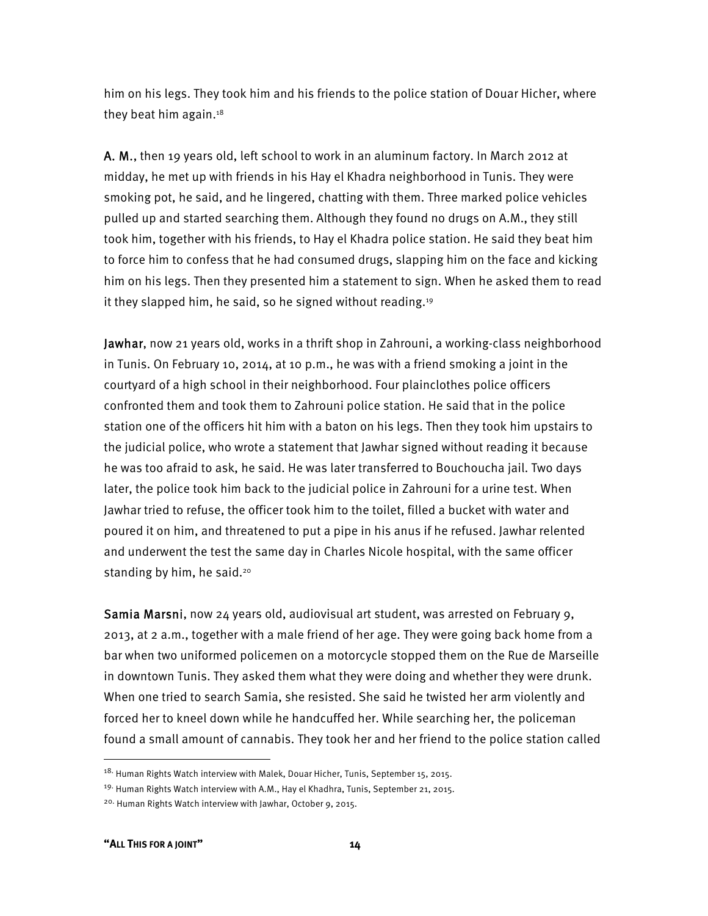him on his legs. They took him and his friends to the police station of Douar Hicher, where they beat him again.[18]

**A. M.**, then 19 years old, left school to work in an aluminum factory. In March 2012 at midday, he met up with friends in his Hay el Khadra neighborhood in Tunis. They were smoking pot, he said, and he lingered, chatting with them. Three marked police vehicles pulled up and started searching them. Although they found no drugs on A.M., they still took him, together with his friends, to Hay el Khadra police station. He said they beat him to force him to confess that he had consumed drugs, slapping him on the face and kicking him on his legs. Then they presented him a statement to sign. When he asked them to read it they slapped him, he said, so he signed without reading.[19]

**Jawhar**, now 21 years old, works in a thrift shop in Zahrouni, a working-class neighborhood in Tunis. On February 10, 2014, at 10 p.m., he was with a friend smoking a joint in the courtyard of a high school in their neighborhood. Four plainclothes police officers confronted them and took them to Zahrouni police station. He said that in the police station one of the officers hit him with a baton on his legs. Then they took him upstairs to the judicial police, who wrote a statement that Jawhar signed without reading it because he was too afraid to ask, he said. He was later transferred to Bouchoucha jail. Two days later, the police took him back to the judicial police in Zahrouni for a urine test. When Jawhar tried to refuse, the officer took him to the toilet, filled a bucket with water and poured it on him, and threatened to put a pipe in his anus if he refused. Jawhar relented and underwent the test the same day in Charles Nicole hospital, with the same officer standing by him, he said.[20]

**Samia Marsni**, now 24 years old, audiovisual art student, was arrested on February 9, 2013, at 2 a.m., together with a male friend of her age. They were going back home from a bar when two uniformed policemen on a motorcycle stopped them on the Rue de Marseille in downtown Tunis. They asked them what they were doing and whether they were drunk. When one tried to search Samia, she resisted. She said he twisted her arm violently and forced her to kneel down while he handcuffed her. While searching her, the policeman found a small amount of cannabis. They took her and her friend to the police station called

---

18. Human Rights Watch interview with Malek, Douar Hicher, Tunis, September 15, 2015.

19. Human Rights Watch interview with A.M., Hay el Khadhra, Tunis, September 21, 2015.

20. Human Rights Watch interview with Jawhar, October 9, 2015.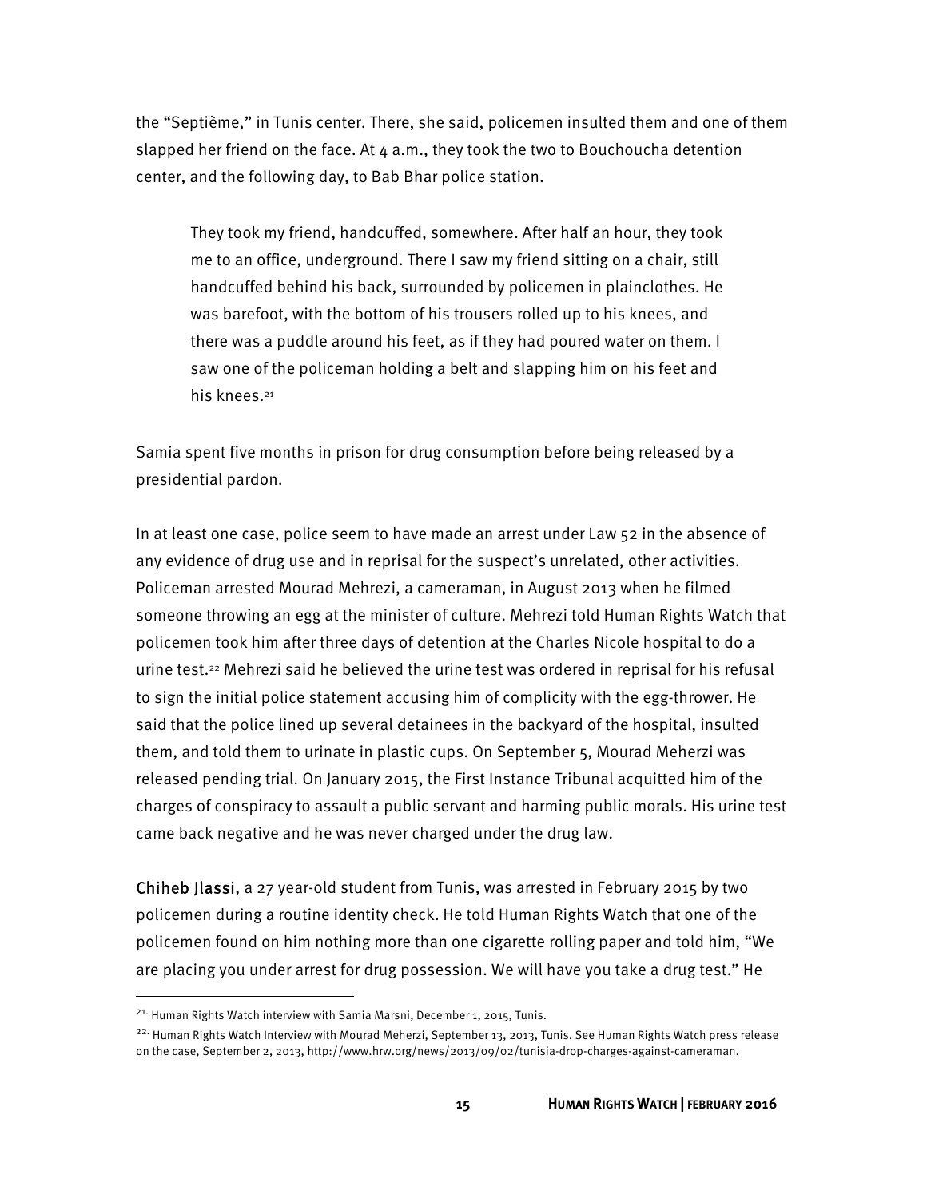the “Septième,” in Tunis center. There, she said, policemen insulted them and one of them slapped her friend on the face. At 4 a.m., they took the two to Bouchoucha detention center, and the following day, to Bab Bhar police station.

> They took my friend, handcuffed, somewhere. After half an hour, they took me to an office, underground. There I saw my friend sitting on a chair, still handcuffed behind his back, surrounded by policemen in plainclothes. He was barefoot, with the bottom of his trousers rolled up to his knees, and there was a puddle around his feet, as if they had poured water on them. I saw one of the policeman holding a belt and slapping him on his feet and his knees.[21]

Samia spent five months in prison for drug consumption before being released by a presidential pardon.

In at least one case, police seem to have made an arrest under Law 52 in the absence of any evidence of drug use and in reprisal for the suspect’s unrelated, other activities. Policeman arrested Mourad Mehrezi, a cameraman, in August 2013 when he filmed someone throwing an egg at the minister of culture. Mehrezi told Human Rights Watch that policemen took him after three days of detention at the Charles Nicole hospital to do a urine test.[22] Mehrezi said he believed the urine test was ordered in reprisal for his refusal to sign the initial police statement accusing him of complicity with the egg-thrower. He said that the police lined up several detainees in the backyard of the hospital, insulted them, and told them to urinate in plastic cups. On September 5, Mourad Meherzi was released pending trial. On January 2015, the First Instance Tribunal acquitted him of the charges of conspiracy to assault a public servant and harming public morals. His urine test came back negative and he was never charged under the drug law.

**Chiheb Jlassi**, a 27 year-old student from Tunis, was arrested in February 2015 by two policemen during a routine identity check. He told Human Rights Watch that one of the policemen found on him nothing more than one cigarette rolling paper and told him, “We are placing you under arrest for drug possession. We will have you take a drug test.” He

---

[21] Human Rights Watch interview with Samia Marsni, December 1, 2015, Tunis.

[22] Human Rights Watch Interview with Mourad Meherzi, September 13, 2013, Tunis. See Human Rights Watch press release on the case, September 2, 2013, http://www.hrw.org/news/2013/09/02/tunisia-drop-charges-against-cameraman.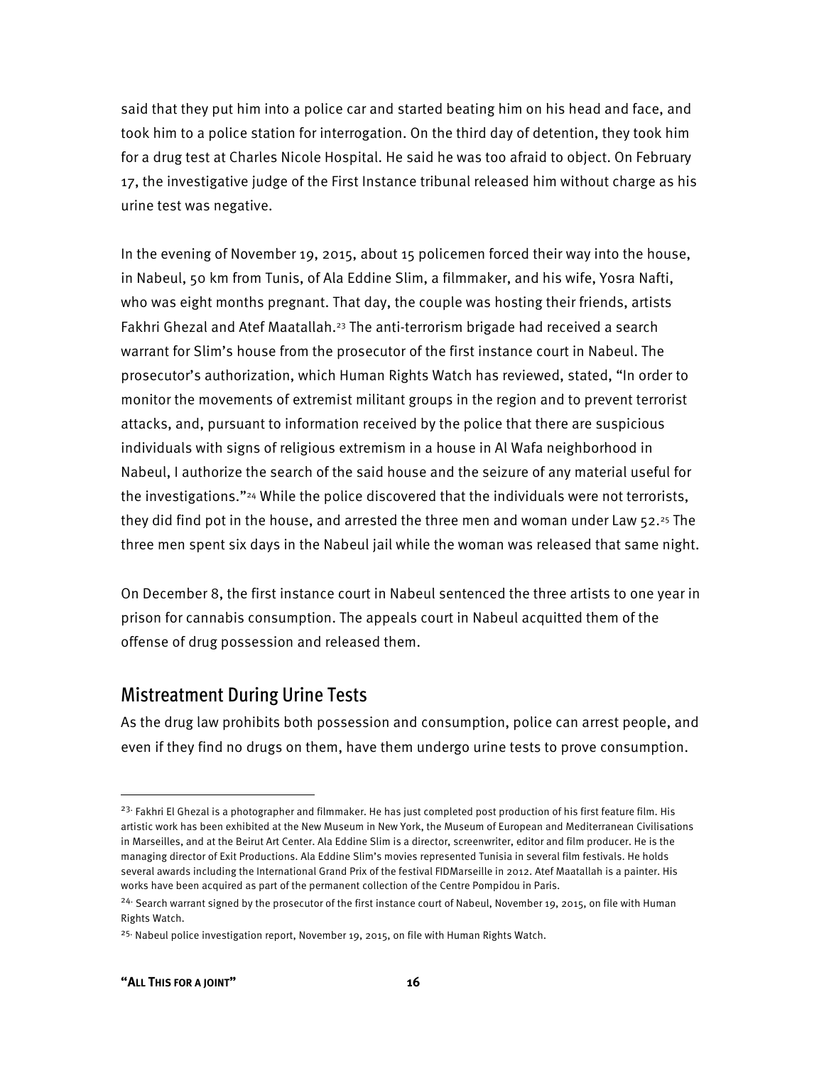said that they put him into a police car and started beating him on his head and face, and took him to a police station for interrogation. On the third day of detention, they took him for a drug test at Charles Nicole Hospital. He said he was too afraid to object. On February 17, the investigative judge of the First Instance tribunal released him without charge as his urine test was negative.

In the evening of November 19, 2015, about 15 policemen forced their way into the house, in Nabeul, 50 km from Tunis, of Ala Eddine Slim, a filmmaker, and his wife, Yosra Nafti, who was eight months pregnant. That day, the couple was hosting their friends, artists Fakhri Ghezal and Atef Maatallah.[23] The anti-terrorism brigade had received a search warrant for Slim's house from the prosecutor of the first instance court in Nabeul. The prosecutor's authorization, which Human Rights Watch has reviewed, stated, "In order to monitor the movements of extremist militant groups in the region and to prevent terrorist attacks, and, pursuant to information received by the police that there are suspicious individuals with signs of religious extremism in a house in Al Wafa neighborhood in Nabeul, I authorize the search of the said house and the seizure of any material useful for the investigations."[24] While the police discovered that the individuals were not terrorists, they did find pot in the house, and arrested the three men and woman under Law 52.[25] The three men spent six days in the Nabeul jail while the woman was released that same night.

On December 8, the first instance court in Nabeul sentenced the three artists to one year in prison for cannabis consumption. The appeals court in Nabeul acquitted them of the offense of drug possession and released them.

## Mistreatment During Urine Tests

As the drug law prohibits both possession and consumption, police can arrest people, and even if they find no drugs on them, have them undergo urine tests to prove consumption.

---

[23] Fakhri El Ghezal is a photographer and filmmaker. He has just completed post production of his first feature film. His artistic work has been exhibited at the New Museum in New York, the Museum of European and Mediterranean Civilisations in Marseilles, and at the Beirut Art Center. Ala Eddine Slim is a director, screenwriter, editor and film producer. He is the managing director of Exit Productions. Ala Eddine Slim's movies represented Tunisia in several film festivals. He holds several awards including the International Grand Prix of the festival FIDMarseille in 2012. Atef Maatallah is a painter. His works have been acquired as part of the permanent collection of the Centre Pompidou in Paris.

[24] Search warrant signed by the prosecutor of the first instance court of Nabeul, November 19, 2015, on file with Human Rights Watch.

[25] Nabeul police investigation report, November 19, 2015, on file with Human Rights Watch.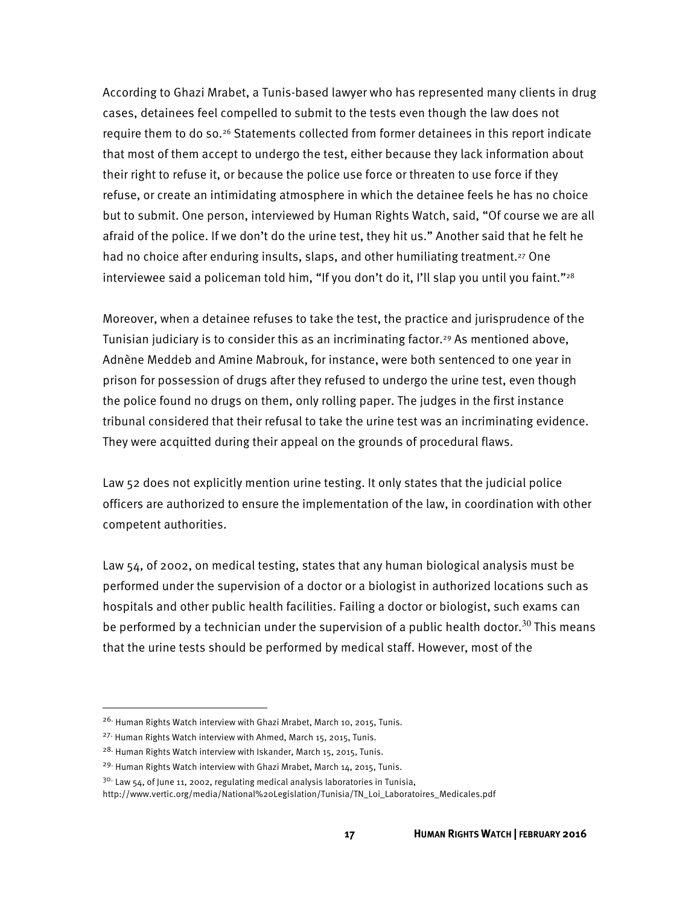According to Ghazi Mrabet, a Tunis-based lawyer who has represented many clients in drug cases, detainees feel compelled to submit to the tests even though the law does not require them to do so.[26] Statements collected from former detainees in this report indicate that most of them accept to undergo the test, either because they lack information about their right to refuse it, or because the police use force or threaten to use force if they refuse, or create an intimidating atmosphere in which the detainee feels he has no choice but to submit. One person, interviewed by Human Rights Watch, said, "Of course we are all afraid of the police. If we don't do the urine test, they hit us." Another said that he felt he had no choice after enduring insults, slaps, and other humiliating treatment.[27] One interviewee said a policeman told him, "If you don't do it, I'll slap you until you faint."[28]

Moreover, when a detainee refuses to take the test, the practice and jurisprudence of the Tunisian judiciary is to consider this as an incriminating factor.[29] As mentioned above, Adnène Meddeb and Amine Mabrouk, for instance, were both sentenced to one year in prison for possession of drugs after they refused to undergo the urine test, even though the police found no drugs on them, only rolling paper. The judges in the first instance tribunal considered that their refusal to take the urine test was an incriminating evidence. They were acquitted during their appeal on the grounds of procedural flaws.

Law 52 does not explicitly mention urine testing. It only states that the judicial police officers are authorized to ensure the implementation of the law, in coordination with other competent authorities.

Law 54, of 2002, on medical testing, states that any human biological analysis must be performed under the supervision of a doctor or a biologist in authorized locations such as hospitals and other public health facilities. Failing a doctor or biologist, such exams can be performed by a technician under the supervision of a public health doctor.[30] This means that the urine tests should be performed by medical staff. However, most of the

---

[26] Human Rights Watch interview with Ghazi Mrabet, March 10, 2015, Tunis.

[27] Human Rights Watch interview with Ahmed, March 15, 2015, Tunis.

[28] Human Rights Watch interview with Iskander, March 15, 2015, Tunis.

[29] Human Rights Watch interview with Ghazi Mrabet, March 14, 2015, Tunis.

[30] Law 54, of June 11, 2002, regulating medical analysis laboratories in Tunisia, http://www.vertic.org/media/National%20Legislation/Tunisia/TN_Loi_Laboratoires_Medicales.pdf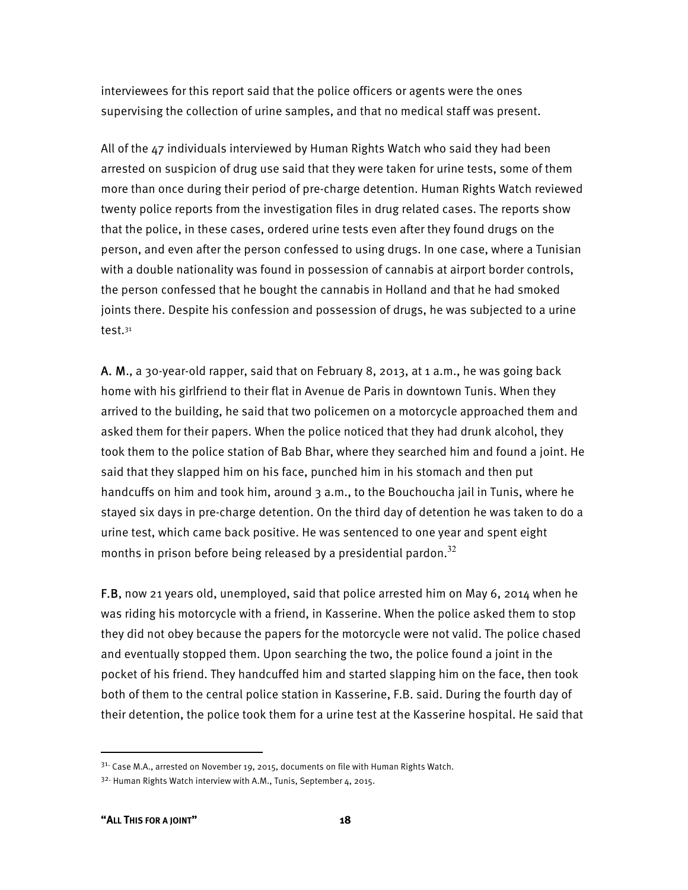interviewees for this report said that the police officers or agents were the ones supervising the collection of urine samples, and that no medical staff was present.

All of the 47 individuals interviewed by Human Rights Watch who said they had been arrested on suspicion of drug use said that they were taken for urine tests, some of them more than once during their period of pre-charge detention. Human Rights Watch reviewed twenty police reports from the investigation files in drug related cases. The reports show that the police, in these cases, ordered urine tests even after they found drugs on the person, and even after the person confessed to using drugs. In one case, where a Tunisian with a double nationality was found in possession of cannabis at airport border controls, the person confessed that he bought the cannabis in Holland and that he had smoked joints there. Despite his confession and possession of drugs, he was subjected to a urine test.[31]

**A. M.**, a 30-year-old rapper, said that on February 8, 2013, at 1 a.m., he was going back home with his girlfriend to their flat in Avenue de Paris in downtown Tunis. When they arrived to the building, he said that two policemen on a motorcycle approached them and asked them for their papers. When the police noticed that they had drunk alcohol, they took them to the police station of Bab Bhar, where they searched him and found a joint. He said that they slapped him on his face, punched him in his stomach and then put handcuffs on him and took him, around 3 a.m., to the Bouchoucha jail in Tunis, where he stayed six days in pre-charge detention. On the third day of detention he was taken to do a urine test, which came back positive. He was sentenced to one year and spent eight months in prison before being released by a presidential pardon.[32]

**F.B**, now 21 years old, unemployed, said that police arrested him on May 6, 2014 when he was riding his motorcycle with a friend, in Kasserine. When the police asked them to stop they did not obey because the papers for the motorcycle were not valid. The police chased and eventually stopped them. Upon searching the two, the police found a joint in the pocket of his friend. They handcuffed him and started slapping him on the face, then took both of them to the central police station in Kasserine, F.B. said. During the fourth day of their detention, the police took them for a urine test at the Kasserine hospital. He said that

---

[31] Case M.A., arrested on November 19, 2015, documents on file with Human Rights Watch.

[32] Human Rights Watch interview with A.M., Tunis, September 4, 2015.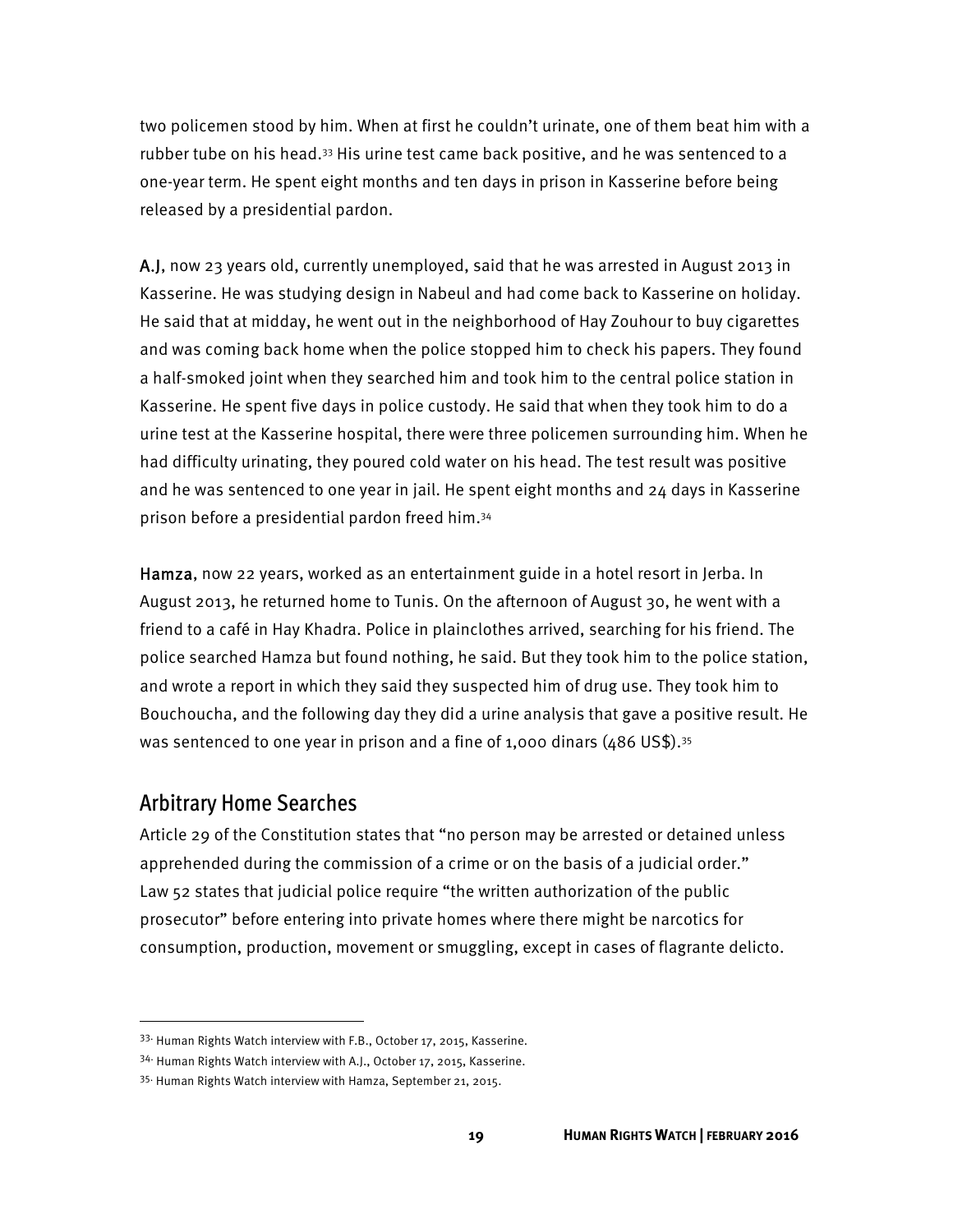two policemen stood by him. When at first he couldn't urinate, one of them beat him with a rubber tube on his head.[33] His urine test came back positive, and he was sentenced to a one-year term. He spent eight months and ten days in prison in Kasserine before being released by a presidential pardon.

**A.J**, now 23 years old, currently unemployed, said that he was arrested in August 2013 in Kasserine. He was studying design in Nabeul and had come back to Kasserine on holiday. He said that at midday, he went out in the neighborhood of Hay Zouhour to buy cigarettes and was coming back home when the police stopped him to check his papers. They found a half-smoked joint when they searched him and took him to the central police station in Kasserine. He spent five days in police custody. He said that when they took him to do a urine test at the Kasserine hospital, there were three policemen surrounding him. When he had difficulty urinating, they poured cold water on his head. The test result was positive and he was sentenced to one year in jail. He spent eight months and 24 days in Kasserine prison before a presidential pardon freed him.[34]

**Hamza**, now 22 years, worked as an entertainment guide in a hotel resort in Jerba. In August 2013, he returned home to Tunis. On the afternoon of August 30, he went with a friend to a café in Hay Khadra. Police in plainclothes arrived, searching for his friend. The police searched Hamza but found nothing, he said. But they took him to the police station, and wrote a report in which they said they suspected him of drug use. They took him to Bouchoucha, and the following day they did a urine analysis that gave a positive result. He was sentenced to one year in prison and a fine of 1,000 dinars (486 US$).[35]

## Arbitrary Home Searches

Article 29 of the Constitution states that "no person may be arrested or detained unless apprehended during the commission of a crime or on the basis of a judicial order." Law 52 states that judicial police require "the written authorization of the public prosecutor" before entering into private homes where there might be narcotics for consumption, production, movement or smuggling, except in cases of flagrante delicto.

---

[33] Human Rights Watch interview with F.B., October 17, 2015, Kasserine.

[34] Human Rights Watch interview with A.J., October 17, 2015, Kasserine.

[35] Human Rights Watch interview with Hamza, September 21, 2015.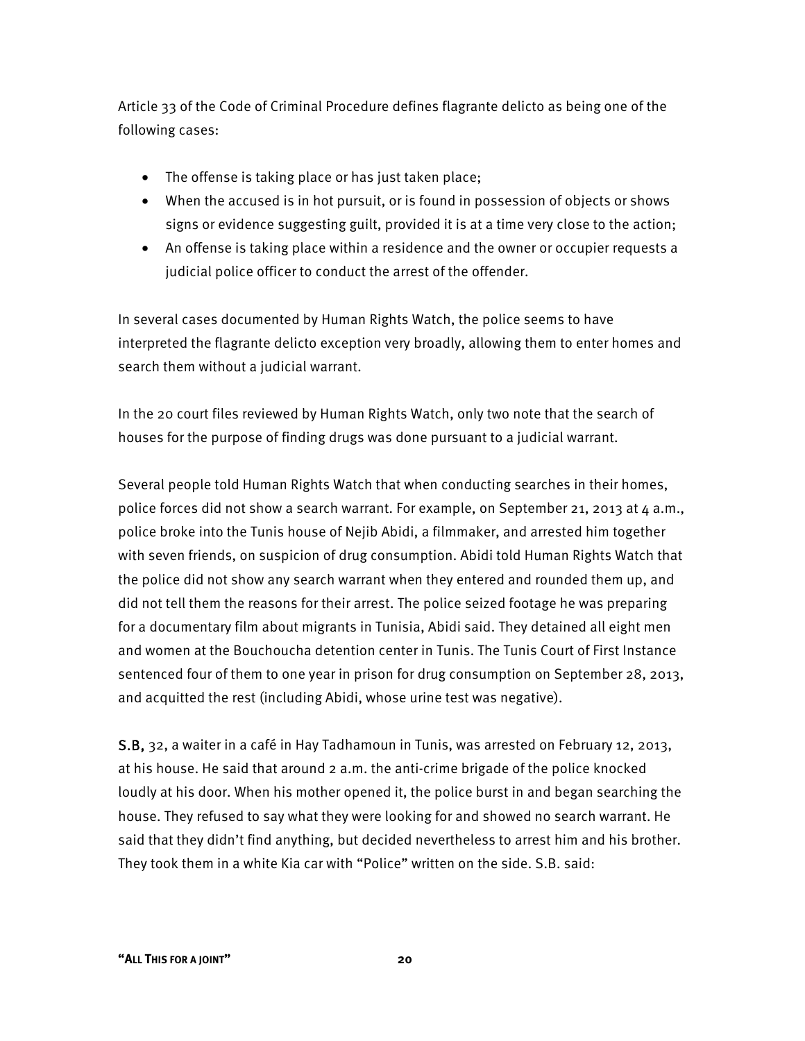Article 33 of the Code of Criminal Procedure defines flagrante delicto as being one of the following cases:

- The offense is taking place or has just taken place;
- When the accused is in hot pursuit, or is found in possession of objects or shows signs or evidence suggesting guilt, provided it is at a time very close to the action;
- An offense is taking place within a residence and the owner or occupier requests a judicial police officer to conduct the arrest of the offender.

In several cases documented by Human Rights Watch, the police seems to have interpreted the flagrante delicto exception very broadly, allowing them to enter homes and search them without a judicial warrant.

In the 20 court files reviewed by Human Rights Watch, only two note that the search of houses for the purpose of finding drugs was done pursuant to a judicial warrant.

Several people told Human Rights Watch that when conducting searches in their homes, police forces did not show a search warrant. For example, on September 21, 2013 at 4 a.m., police broke into the Tunis house of Nejib Abidi, a filmmaker, and arrested him together with seven friends, on suspicion of drug consumption. Abidi told Human Rights Watch that the police did not show any search warrant when they entered and rounded them up, and did not tell them the reasons for their arrest. The police seized footage he was preparing for a documentary film about migrants in Tunisia, Abidi said. They detained all eight men and women at the Bouchoucha detention center in Tunis. The Tunis Court of First Instance sentenced four of them to one year in prison for drug consumption on September 28, 2013, and acquitted the rest (including Abidi, whose urine test was negative).

S.B, 32, a waiter in a café in Hay Tadhamoun in Tunis, was arrested on February 12, 2013, at his house. He said that around 2 a.m. the anti-crime brigade of the police knocked loudly at his door. When his mother opened it, the police burst in and began searching the house. They refused to say what they were looking for and showed no search warrant. He said that they didn't find anything, but decided nevertheless to arrest him and his brother. They took them in a white Kia car with "Police" written on the side. S.B. said: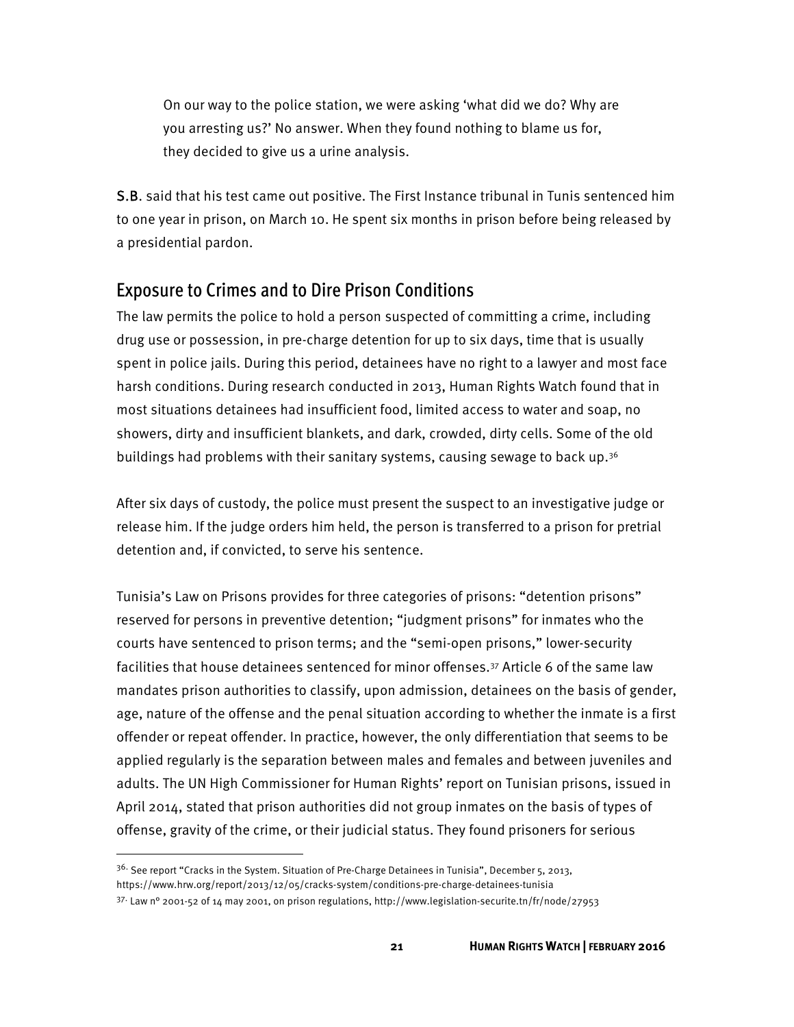> On our way to the police station, we were asking 'what did we do? Why are you arresting us?' No answer. When they found nothing to blame us for, they decided to give us a urine analysis.

S.B. said that his test came out positive. The First Instance tribunal in Tunis sentenced him to one year in prison, on March 10. He spent six months in prison before being released by a presidential pardon.

## Exposure to Crimes and to Dire Prison Conditions

The law permits the police to hold a person suspected of committing a crime, including drug use or possession, in pre-charge detention for up to six days, time that is usually spent in police jails. During this period, detainees have no right to a lawyer and most face harsh conditions. During research conducted in 2013, Human Rights Watch found that in most situations detainees had insufficient food, limited access to water and soap, no showers, dirty and insufficient blankets, and dark, crowded, dirty cells. Some of the old buildings had problems with their sanitary systems, causing sewage to back up.[36]

After six days of custody, the police must present the suspect to an investigative judge or release him. If the judge orders him held, the person is transferred to a prison for pretrial detention and, if convicted, to serve his sentence.

Tunisia's Law on Prisons provides for three categories of prisons: "detention prisons" reserved for persons in preventive detention; "judgment prisons" for inmates who the courts have sentenced to prison terms; and the "semi-open prisons," lower-security facilities that house detainees sentenced for minor offenses.[37] Article 6 of the same law mandates prison authorities to classify, upon admission, detainees on the basis of gender, age, nature of the offense and the penal situation according to whether the inmate is a first offender or repeat offender. In practice, however, the only differentiation that seems to be applied regularly is the separation between males and females and between juveniles and adults. The UN High Commissioner for Human Rights' report on Tunisian prisons, issued in April 2014, stated that prison authorities did not group inmates on the basis of types of offense, gravity of the crime, or their judicial status. They found prisoners for serious

---

[36] See report "Cracks in the System. Situation of Pre-Charge Detainees in Tunisia", December 5, 2013, https://www.hrw.org/report/2013/12/05/cracks-system/conditions-pre-charge-detainees-tunisia

[37] Law n° 2001-52 of 14 may 2001, on prison regulations, http://www.legislation-securite.tn/fr/node/27953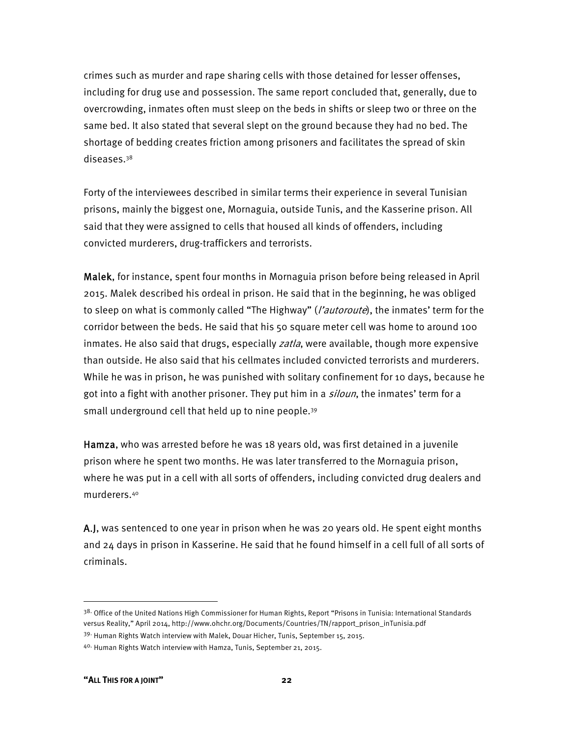crimes such as murder and rape sharing cells with those detained for lesser offenses, including for drug use and possession. The same report concluded that, generally, due to overcrowding, inmates often must sleep on the beds in shifts or sleep two or three on the same bed. It also stated that several slept on the ground because they had no bed. The shortage of bedding creates friction among prisoners and facilitates the spread of skin diseases.[38]

Forty of the interviewees described in similar terms their experience in several Tunisian prisons, mainly the biggest one, Mornaguia, outside Tunis, and the Kasserine prison. All said that they were assigned to cells that housed all kinds of offenders, including convicted murderers, drug-traffickers and terrorists.

**Malek**, for instance, spent four months in Mornaguia prison before being released in April 2015. Malek described his ordeal in prison. He said that in the beginning, he was obliged to sleep on what is commonly called "The Highway" (*l'autoroute*), the inmates' term for the corridor between the beds. He said that his 50 square meter cell was home to around 100 inmates. He also said that drugs, especially *zatla*, were available, though more expensive than outside. He also said that his cellmates included convicted terrorists and murderers. While he was in prison, he was punished with solitary confinement for 10 days, because he got into a fight with another prisoner. They put him in a *siloun*, the inmates' term for a small underground cell that held up to nine people.[39]

**Hamza**, who was arrested before he was 18 years old, was first detained in a juvenile prison where he spent two months. He was later transferred to the Mornaguia prison, where he was put in a cell with all sorts of offenders, including convicted drug dealers and murderers.[40]

**A.J**, was sentenced to one year in prison when he was 20 years old. He spent eight months and 24 days in prison in Kasserine. He said that he found himself in a cell full of all sorts of criminals.

---

[38] Office of the United Nations High Commissioner for Human Rights, Report "Prisons in Tunisia: International Standards versus Reality," April 2014, http://www.ohchr.org/Documents/Countries/TN/rapport_prison_inTunisia.pdf

[39] Human Rights Watch interview with Malek, Douar Hicher, Tunis, September 15, 2015.

[40] Human Rights Watch interview with Hamza, Tunis, September 21, 2015.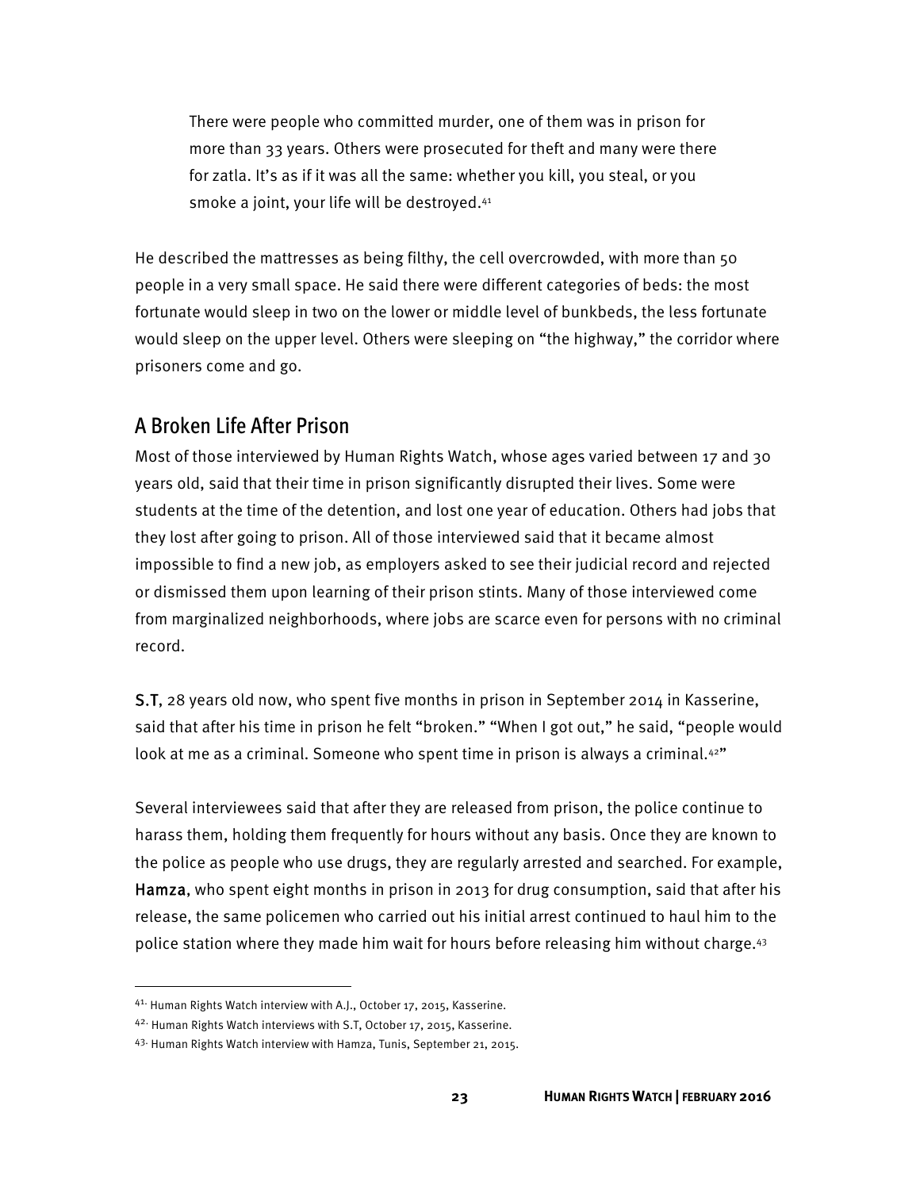> There were people who committed murder, one of them was in prison for more than 33 years. Others were prosecuted for theft and many were there for zatla. It's as if it was all the same: whether you kill, you steal, or you smoke a joint, your life will be destroyed.[41]

He described the mattresses as being filthy, the cell overcrowded, with more than 50 people in a very small space. He said there were different categories of beds: the most fortunate would sleep in two on the lower or middle level of bunkbeds, the less fortunate would sleep on the upper level. Others were sleeping on "the highway," the corridor where prisoners come and go.

## A Broken Life After Prison

Most of those interviewed by Human Rights Watch, whose ages varied between 17 and 30 years old, said that their time in prison significantly disrupted their lives. Some were students at the time of the detention, and lost one year of education. Others had jobs that they lost after going to prison. All of those interviewed said that it became almost impossible to find a new job, as employers asked to see their judicial record and rejected or dismissed them upon learning of their prison stints. Many of those interviewed come from marginalized neighborhoods, where jobs are scarce even for persons with no criminal record.

**S.T**, 28 years old now, who spent five months in prison in September 2014 in Kasserine, said that after his time in prison he felt "broken." "When I got out," he said, "people would look at me as a criminal. Someone who spent time in prison is always a criminal.[42]"

Several interviewees said that after they are released from prison, the police continue to harass them, holding them frequently for hours without any basis. Once they are known to the police as people who use drugs, they are regularly arrested and searched. For example, **Hamza**, who spent eight months in prison in 2013 for drug consumption, said that after his release, the same policemen who carried out his initial arrest continued to haul him to the police station where they made him wait for hours before releasing him without charge.[43]

---

[41] Human Rights Watch interview with A.J., October 17, 2015, Kasserine.

[42] Human Rights Watch interviews with S.T, October 17, 2015, Kasserine.

[43] Human Rights Watch interview with Hamza, Tunis, September 21, 2015.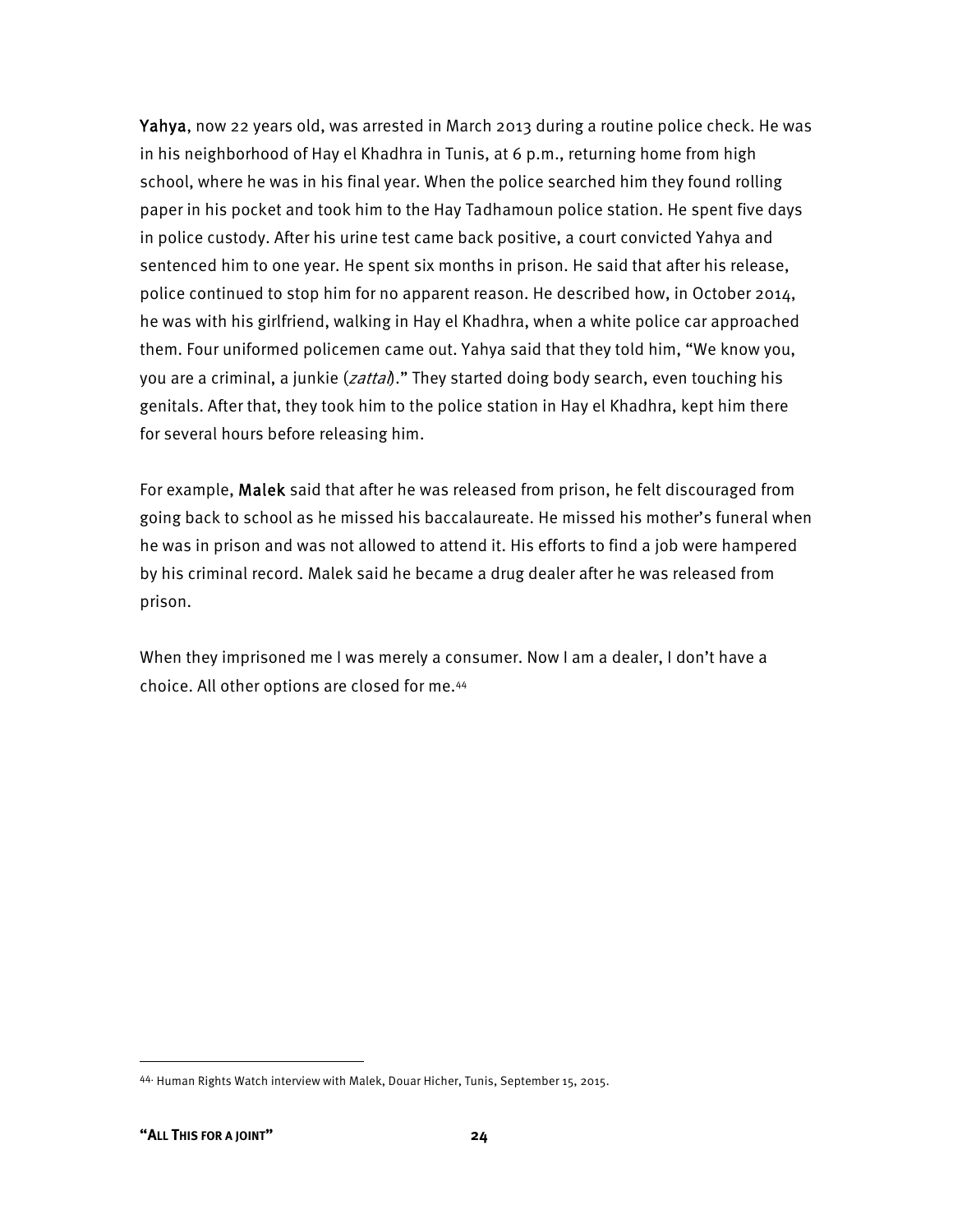**Yahya**, now 22 years old, was arrested in March 2013 during a routine police check. He was in his neighborhood of Hay el Khadhra in Tunis, at 6 p.m., returning home from high school, where he was in his final year. When the police searched him they found rolling paper in his pocket and took him to the Hay Tadhamoun police station. He spent five days in police custody. After his urine test came back positive, a court convicted Yahya and sentenced him to one year. He spent six months in prison. He said that after his release, police continued to stop him for no apparent reason. He described how, in October 2014, he was with his girlfriend, walking in Hay el Khadhra, when a white police car approached them. Four uniformed policemen came out. Yahya said that they told him, "We know you, you are a criminal, a junkie (*zattal*)." They started doing body search, even touching his genitals. After that, they took him to the police station in Hay el Khadhra, kept him there for several hours before releasing him.

For example, **Malek** said that after he was released from prison, he felt discouraged from going back to school as he missed his baccalaureate. He missed his mother's funeral when he was in prison and was not allowed to attend it. His efforts to find a job were hampered by his criminal record. Malek said he became a drug dealer after he was released from prison.

When they imprisoned me I was merely a consumer. Now I am a dealer, I don't have a choice. All other options are closed for me.[44]

---

[44] Human Rights Watch interview with Malek, Douar Hicher, Tunis, September 15, 2015.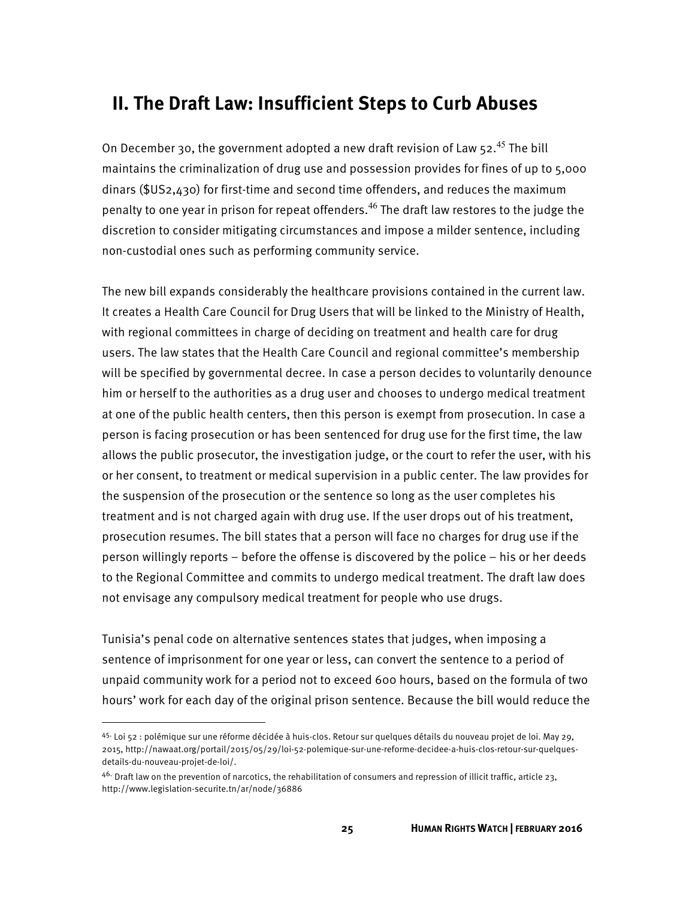## II. The Draft Law: Insufficient Steps to Curb Abuses

On December 30, the government adopted a new draft revision of Law 52.[45] The bill maintains the criminalization of drug use and possession provides for fines of up to 5,000 dinars ($US2,430) for first-time and second time offenders, and reduces the maximum penalty to one year in prison for repeat offenders.[46] The draft law restores to the judge the discretion to consider mitigating circumstances and impose a milder sentence, including non-custodial ones such as performing community service.

The new bill expands considerably the healthcare provisions contained in the current law. It creates a Health Care Council for Drug Users that will be linked to the Ministry of Health, with regional committees in charge of deciding on treatment and health care for drug users. The law states that the Health Care Council and regional committee's membership will be specified by governmental decree. In case a person decides to voluntarily denounce him or herself to the authorities as a drug user and chooses to undergo medical treatment at one of the public health centers, then this person is exempt from prosecution. In case a person is facing prosecution or has been sentenced for drug use for the first time, the law allows the public prosecutor, the investigation judge, or the court to refer the user, with his or her consent, to treatment or medical supervision in a public center. The law provides for the suspension of the prosecution or the sentence so long as the user completes his treatment and is not charged again with drug use. If the user drops out of his treatment, prosecution resumes. The bill states that a person will face no charges for drug use if the person willingly reports – before the offense is discovered by the police – his or her deeds to the Regional Committee and commits to undergo medical treatment. The draft law does not envisage any compulsory medical treatment for people who use drugs.

Tunisia's penal code on alternative sentences states that judges, when imposing a sentence of imprisonment for one year or less, can convert the sentence to a period of unpaid community work for a period not to exceed 600 hours, based on the formula of two hours' work for each day of the original prison sentence. Because the bill would reduce the

---

[45] Loi 52 : polémique sur une réforme décidée à huis-clos. Retour sur quelques détails du nouveau projet de loi. May 29, 2015, http://nawaat.org/portail/2015/05/29/loi-52-polemique-sur-une-reforme-decidee-a-huis-clos-retour-sur-quelques-details-du-nouveau-projet-de-loi/.

[46] Draft law on the prevention of narcotics, the rehabilitation of consumers and repression of illicit traffic, article 23, http://www.legislation-securite.tn/ar/node/36886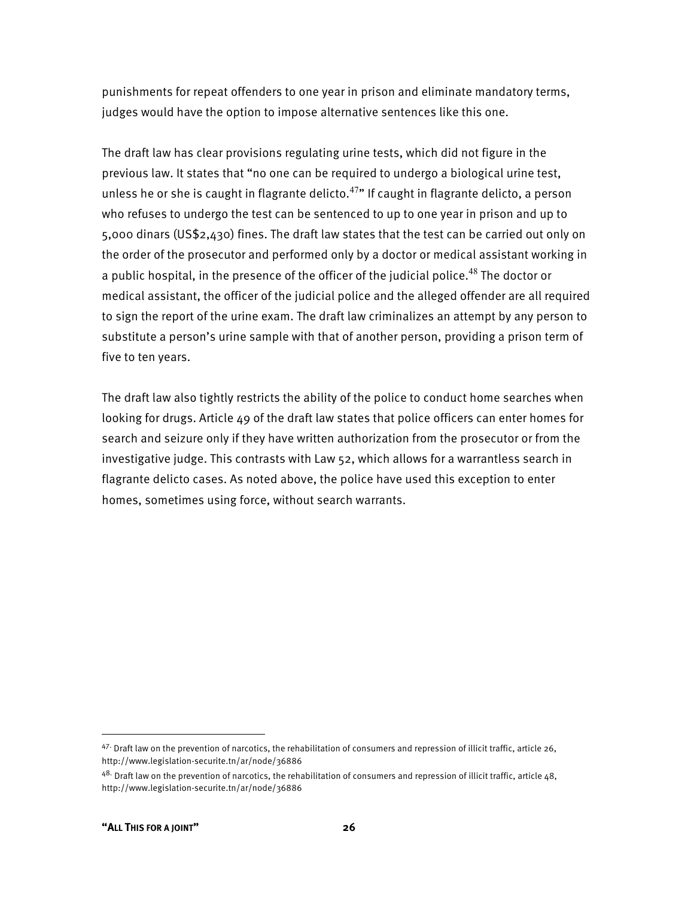punishments for repeat offenders to one year in prison and eliminate mandatory terms, judges would have the option to impose alternative sentences like this one.

The draft law has clear provisions regulating urine tests, which did not figure in the previous law. It states that "no one can be required to undergo a biological urine test, unless he or she is caught in flagrante delicto.[47]" If caught in flagrante delicto, a person who refuses to undergo the test can be sentenced to up to one year in prison and up to 5,000 dinars (US$2,430) fines. The draft law states that the test can be carried out only on the order of the prosecutor and performed only by a doctor or medical assistant working in a public hospital, in the presence of the officer of the judicial police.[48] The doctor or medical assistant, the officer of the judicial police and the alleged offender are all required to sign the report of the urine exam. The draft law criminalizes an attempt by any person to substitute a person's urine sample with that of another person, providing a prison term of five to ten years.

The draft law also tightly restricts the ability of the police to conduct home searches when looking for drugs. Article 49 of the draft law states that police officers can enter homes for search and seizure only if they have written authorization from the prosecutor or from the investigative judge. This contrasts with Law 52, which allows for a warrantless search in flagrante delicto cases. As noted above, the police have used this exception to enter homes, sometimes using force, without search warrants.

---

[47] Draft law on the prevention of narcotics, the rehabilitation of consumers and repression of illicit traffic, article 26, http://www.legislation-securite.tn/ar/node/36886

[48] Draft law on the prevention of narcotics, the rehabilitation of consumers and repression of illicit traffic, article 48, http://www.legislation-securite.tn/ar/node/36886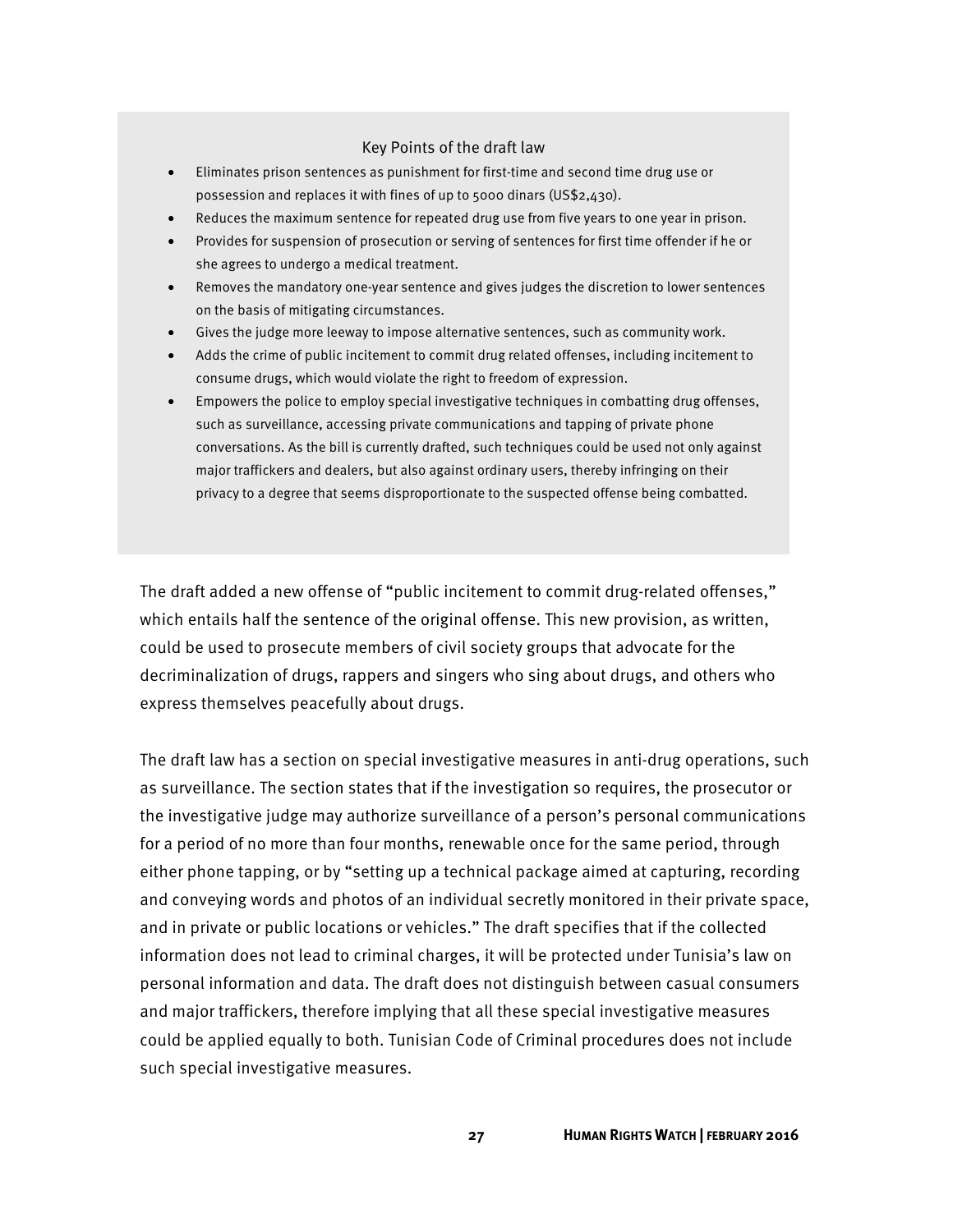### Key Points of the draft law

- Eliminates prison sentences as punishment for first-time and second time drug use or possession and replaces it with fines of up to 5000 dinars (US$2,430).
- Reduces the maximum sentence for repeated drug use from five years to one year in prison.
- Provides for suspension of prosecution or serving of sentences for first time offender if he or she agrees to undergo a medical treatment.
- Removes the mandatory one-year sentence and gives judges the discretion to lower sentences on the basis of mitigating circumstances.
- Gives the judge more leeway to impose alternative sentences, such as community work.
- Adds the crime of public incitement to commit drug related offenses, including incitement to consume drugs, which would violate the right to freedom of expression.
- Empowers the police to employ special investigative techniques in combatting drug offenses, such as surveillance, accessing private communications and tapping of private phone conversations. As the bill is currently drafted, such techniques could be used not only against major traffickers and dealers, but also against ordinary users, thereby infringing on their privacy to a degree that seems disproportionate to the suspected offense being combatted.

The draft added a new offense of "public incitement to commit drug-related offenses," which entails half the sentence of the original offense. This new provision, as written, could be used to prosecute members of civil society groups that advocate for the decriminalization of drugs, rappers and singers who sing about drugs, and others who express themselves peacefully about drugs.

The draft law has a section on special investigative measures in anti-drug operations, such as surveillance. The section states that if the investigation so requires, the prosecutor or the investigative judge may authorize surveillance of a person's personal communications for a period of no more than four months, renewable once for the same period, through either phone tapping, or by "setting up a technical package aimed at capturing, recording and conveying words and photos of an individual secretly monitored in their private space, and in private or public locations or vehicles." The draft specifies that if the collected information does not lead to criminal charges, it will be protected under Tunisia's law on personal information and data. The draft does not distinguish between casual consumers and major traffickers, therefore implying that all these special investigative measures could be applied equally to both. Tunisian Code of Criminal procedures does not include such special investigative measures.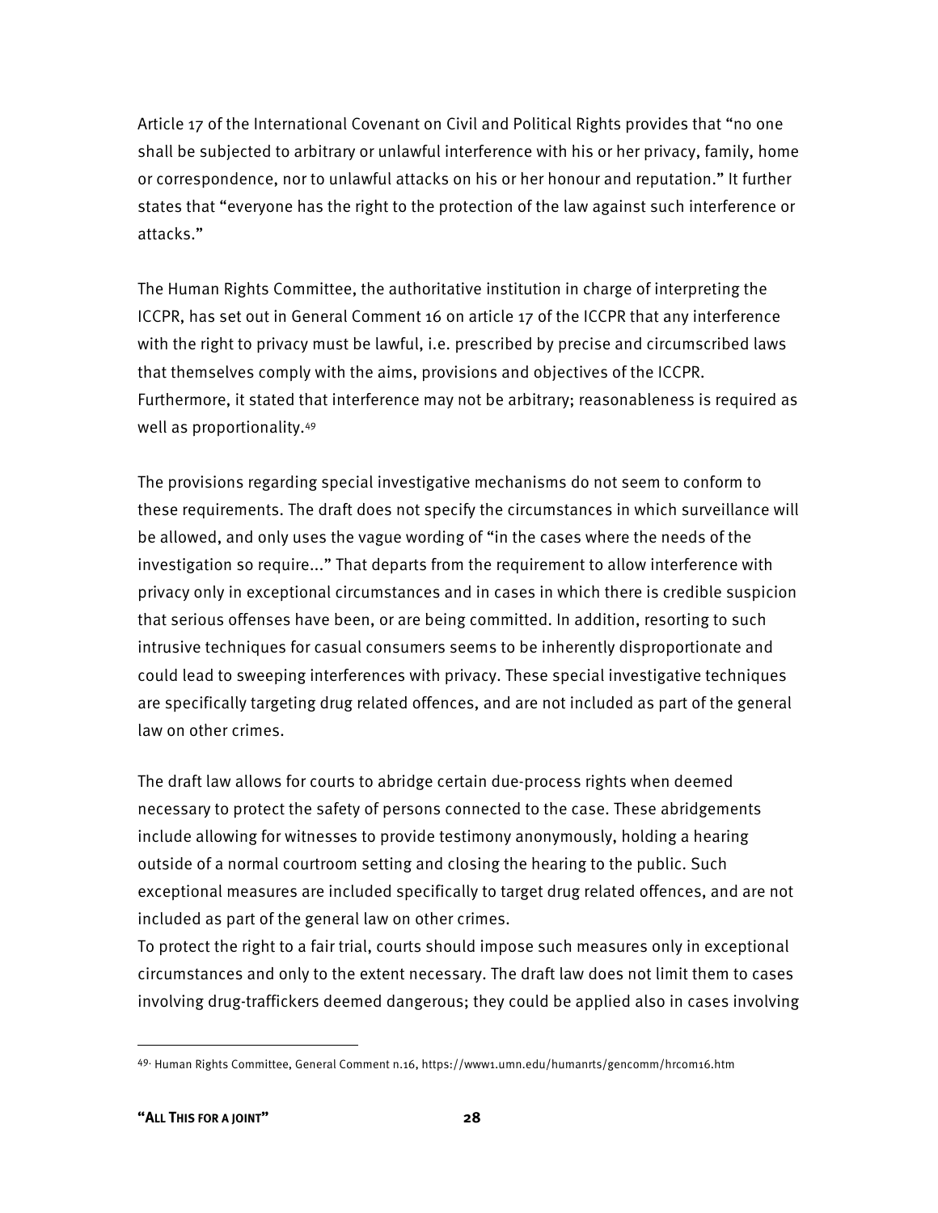Article 17 of the International Covenant on Civil and Political Rights provides that "no one shall be subjected to arbitrary or unlawful interference with his or her privacy, family, home or correspondence, nor to unlawful attacks on his or her honour and reputation." It further states that "everyone has the right to the protection of the law against such interference or attacks."

The Human Rights Committee, the authoritative institution in charge of interpreting the ICCPR, has set out in General Comment 16 on article 17 of the ICCPR that any interference with the right to privacy must be lawful, i.e. prescribed by precise and circumscribed laws that themselves comply with the aims, provisions and objectives of the ICCPR. Furthermore, it stated that interference may not be arbitrary; reasonableness is required as well as proportionality.[49]

The provisions regarding special investigative mechanisms do not seem to conform to these requirements. The draft does not specify the circumstances in which surveillance will be allowed, and only uses the vague wording of "in the cases where the needs of the investigation so require..." That departs from the requirement to allow interference with privacy only in exceptional circumstances and in cases in which there is credible suspicion that serious offenses have been, or are being committed. In addition, resorting to such intrusive techniques for casual consumers seems to be inherently disproportionate and could lead to sweeping interferences with privacy. These special investigative techniques are specifically targeting drug related offences, and are not included as part of the general law on other crimes.

The draft law allows for courts to abridge certain due-process rights when deemed necessary to protect the safety of persons connected to the case. These abridgements include allowing for witnesses to provide testimony anonymously, holding a hearing outside of a normal courtroom setting and closing the hearing to the public. Such exceptional measures are included specifically to target drug related offences, and are not included as part of the general law on other crimes.

To protect the right to a fair trial, courts should impose such measures only in exceptional circumstances and only to the extent necessary. The draft law does not limit them to cases involving drug-traffickers deemed dangerous; they could be applied also in cases involving

[49] Human Rights Committee, General Comment n.16, https://www1.umn.edu/humanrts/gencomm/hrcom16.htm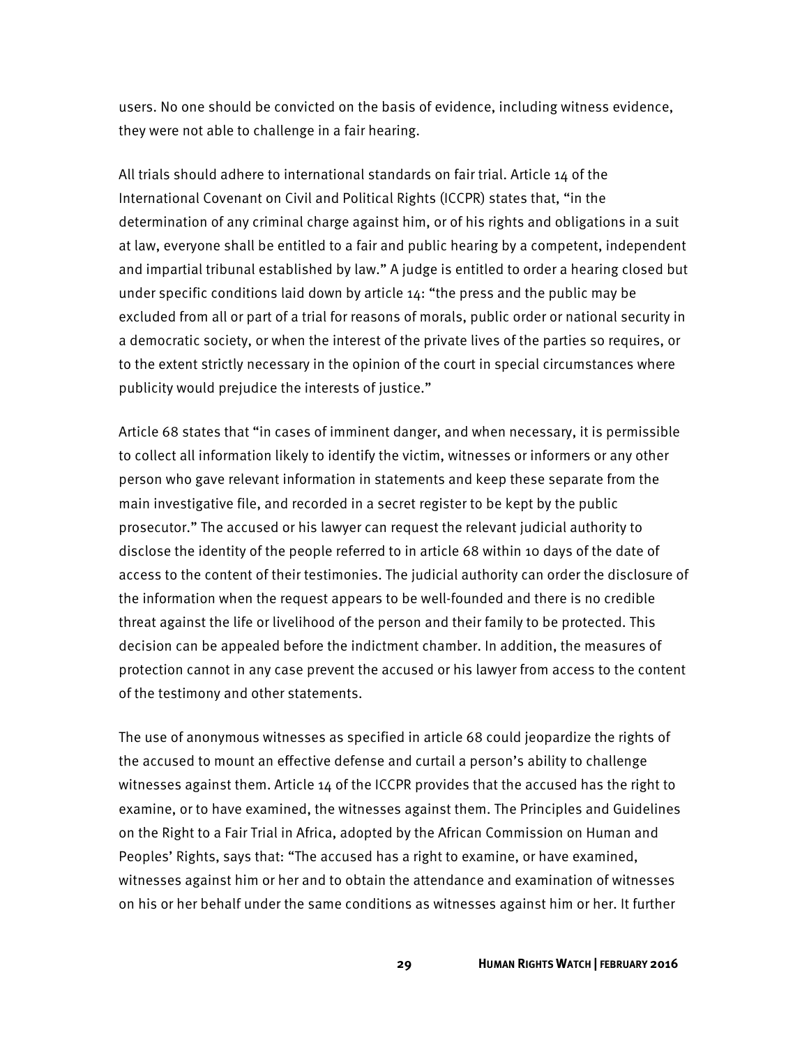users. No one should be convicted on the basis of evidence, including witness evidence, they were not able to challenge in a fair hearing.

All trials should adhere to international standards on fair trial. Article 14 of the International Covenant on Civil and Political Rights (ICCPR) states that, "in the determination of any criminal charge against him, or of his rights and obligations in a suit at law, everyone shall be entitled to a fair and public hearing by a competent, independent and impartial tribunal established by law." A judge is entitled to order a hearing closed but under specific conditions laid down by article 14: "the press and the public may be excluded from all or part of a trial for reasons of morals, public order or national security in a democratic society, or when the interest of the private lives of the parties so requires, or to the extent strictly necessary in the opinion of the court in special circumstances where publicity would prejudice the interests of justice."

Article 68 states that "in cases of imminent danger, and when necessary, it is permissible to collect all information likely to identify the victim, witnesses or informers or any other person who gave relevant information in statements and keep these separate from the main investigative file, and recorded in a secret register to be kept by the public prosecutor." The accused or his lawyer can request the relevant judicial authority to disclose the identity of the people referred to in article 68 within 10 days of the date of access to the content of their testimonies. The judicial authority can order the disclosure of the information when the request appears to be well-founded and there is no credible threat against the life or livelihood of the person and their family to be protected. This decision can be appealed before the indictment chamber. In addition, the measures of protection cannot in any case prevent the accused or his lawyer from access to the content of the testimony and other statements.

The use of anonymous witnesses as specified in article 68 could jeopardize the rights of the accused to mount an effective defense and curtail a person's ability to challenge witnesses against them. Article 14 of the ICCPR provides that the accused has the right to examine, or to have examined, the witnesses against them. The Principles and Guidelines on the Right to a Fair Trial in Africa, adopted by the African Commission on Human and Peoples' Rights, says that: "The accused has a right to examine, or have examined, witnesses against him or her and to obtain the attendance and examination of witnesses on his or her behalf under the same conditions as witnesses against him or her. It further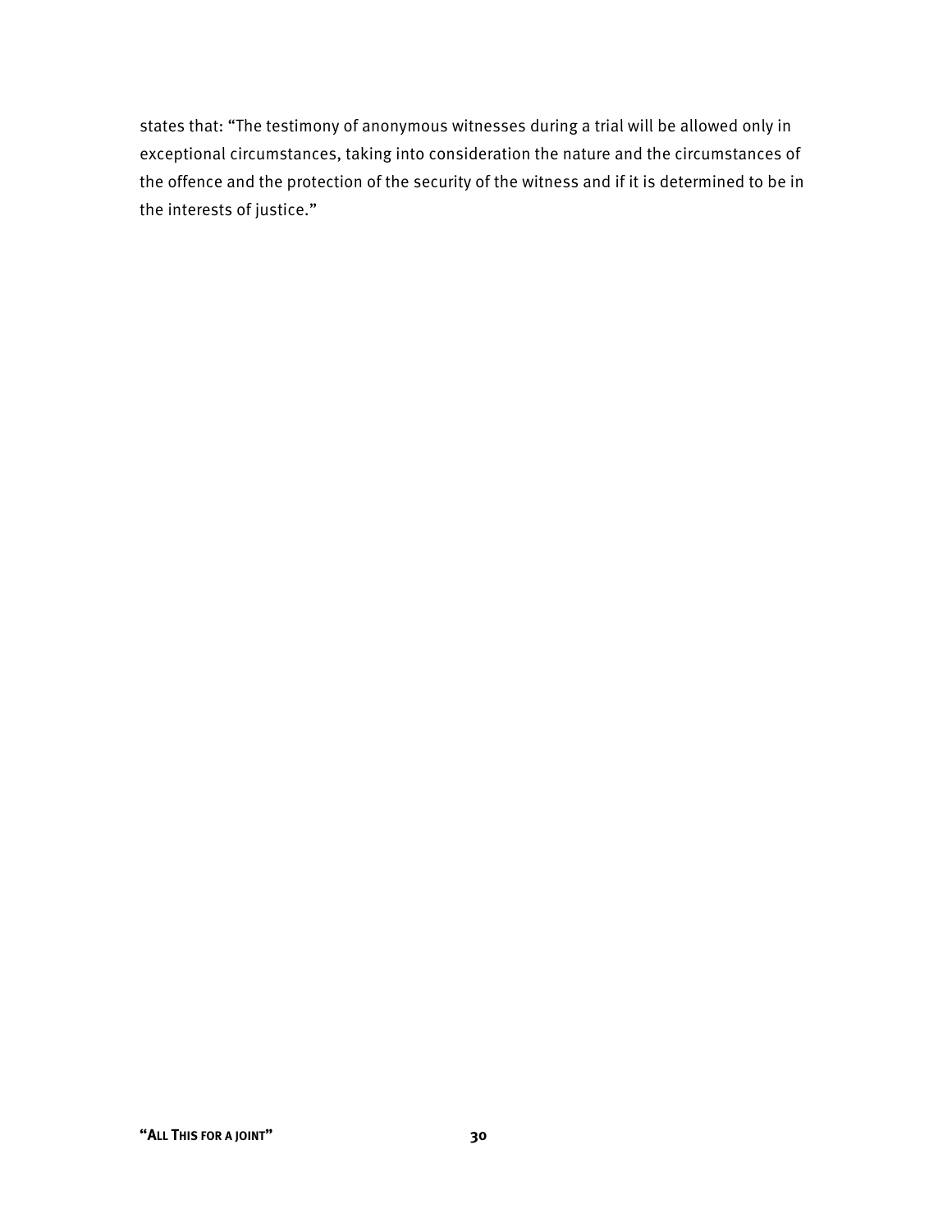states that: "The testimony of anonymous witnesses during a trial will be allowed only in exceptional circumstances, taking into consideration the nature and the circumstances of the offence and the protection of the security of the witness and if it is determined to be in the interests of justice."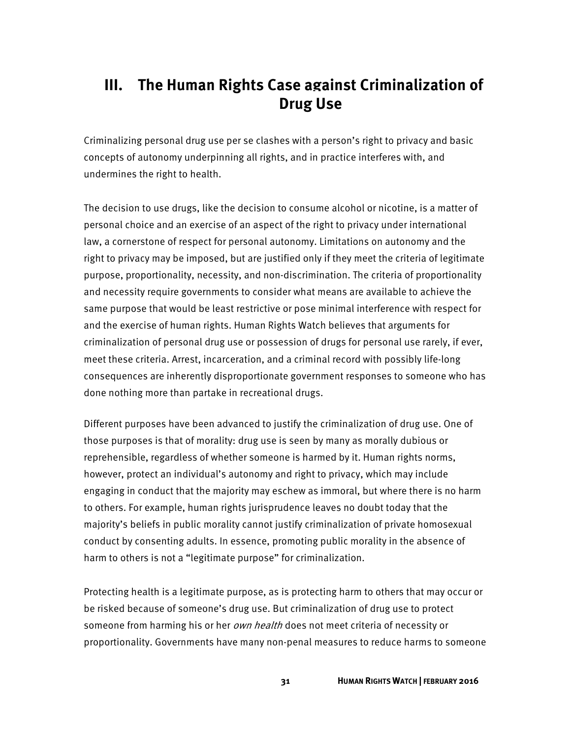# III. The Human Rights Case against Criminalization of Drug Use

Criminalizing personal drug use per se clashes with a person's right to privacy and basic concepts of autonomy underpinning all rights, and in practice interferes with, and undermines the right to health.

The decision to use drugs, like the decision to consume alcohol or nicotine, is a matter of personal choice and an exercise of an aspect of the right to privacy under international law, a cornerstone of respect for personal autonomy. Limitations on autonomy and the right to privacy may be imposed, but are justified only if they meet the criteria of legitimate purpose, proportionality, necessity, and non-discrimination. The criteria of proportionality and necessity require governments to consider what means are available to achieve the same purpose that would be least restrictive or pose minimal interference with respect for and the exercise of human rights. Human Rights Watch believes that arguments for criminalization of personal drug use or possession of drugs for personal use rarely, if ever, meet these criteria. Arrest, incarceration, and a criminal record with possibly life-long consequences are inherently disproportionate government responses to someone who has done nothing more than partake in recreational drugs.

Different purposes have been advanced to justify the criminalization of drug use. One of those purposes is that of morality: drug use is seen by many as morally dubious or reprehensible, regardless of whether someone is harmed by it. Human rights norms, however, protect an individual's autonomy and right to privacy, which may include engaging in conduct that the majority may eschew as immoral, but where there is no harm to others. For example, human rights jurisprudence leaves no doubt today that the majority's beliefs in public morality cannot justify criminalization of private homosexual conduct by consenting adults. In essence, promoting public morality in the absence of harm to others is not a "legitimate purpose" for criminalization.

Protecting health is a legitimate purpose, as is protecting harm to others that may occur or be risked because of someone's drug use. But criminalization of drug use to protect someone from harming his or her *own health* does not meet criteria of necessity or proportionality. Governments have many non-penal measures to reduce harms to someone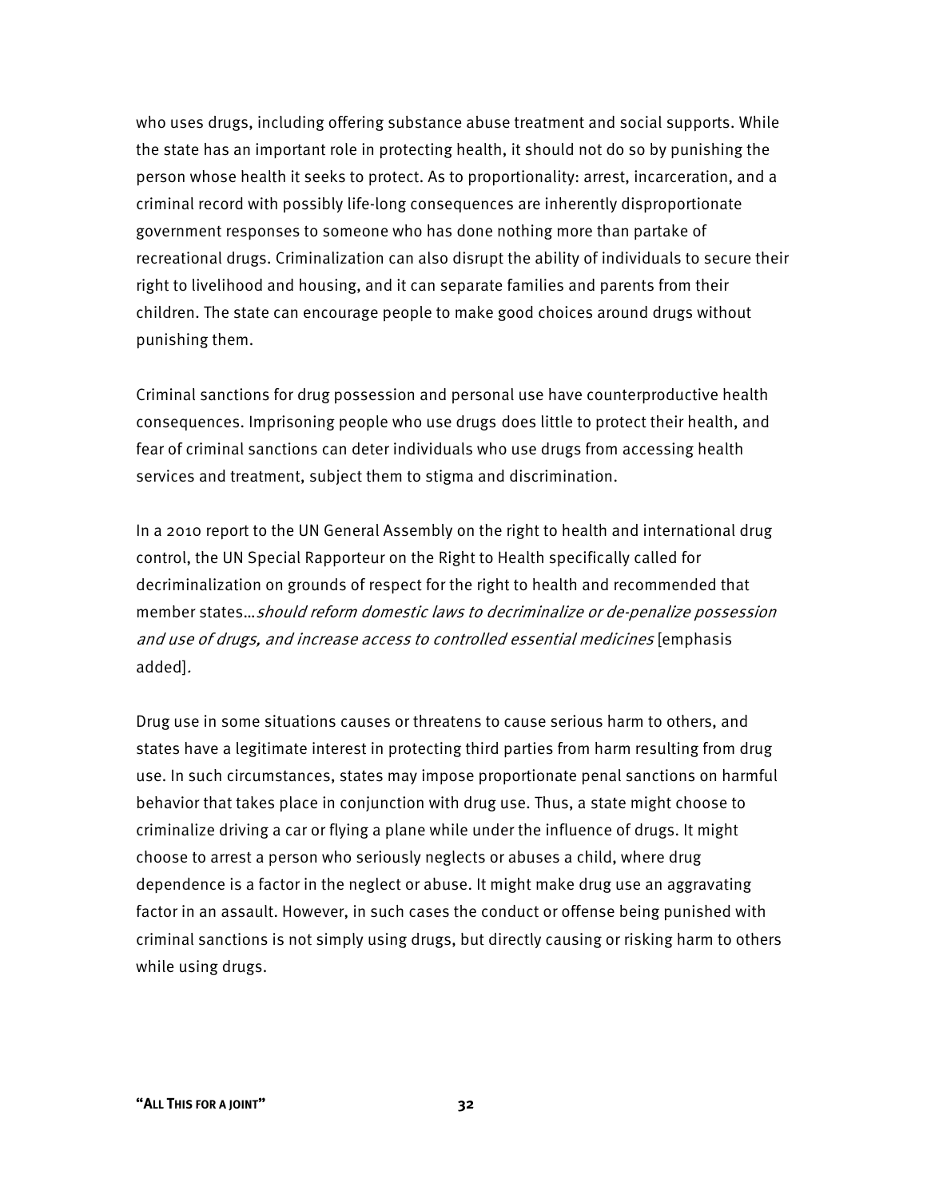who uses drugs, including offering substance abuse treatment and social supports. While the state has an important role in protecting health, it should not do so by punishing the person whose health it seeks to protect. As to proportionality: arrest, incarceration, and a criminal record with possibly life-long consequences are inherently disproportionate government responses to someone who has done nothing more than partake of recreational drugs. Criminalization can also disrupt the ability of individuals to secure their right to livelihood and housing, and it can separate families and parents from their children. The state can encourage people to make good choices around drugs without punishing them.

Criminal sanctions for drug possession and personal use have counterproductive health consequences. Imprisoning people who use drugs does little to protect their health, and fear of criminal sanctions can deter individuals who use drugs from accessing health services and treatment, subject them to stigma and discrimination.

In a 2010 report to the UN General Assembly on the right to health and international drug control, the UN Special Rapporteur on the Right to Health specifically called for decriminalization on grounds of respect for the right to health and recommended that member states…*should reform domestic laws to decriminalize or de-penalize possession and use of drugs, and increase access to controlled essential medicines* [emphasis added].

Drug use in some situations causes or threatens to cause serious harm to others, and states have a legitimate interest in protecting third parties from harm resulting from drug use. In such circumstances, states may impose proportionate penal sanctions on harmful behavior that takes place in conjunction with drug use. Thus, a state might choose to criminalize driving a car or flying a plane while under the influence of drugs. It might choose to arrest a person who seriously neglects or abuses a child, where drug dependence is a factor in the neglect or abuse. It might make drug use an aggravating factor in an assault. However, in such cases the conduct or offense being punished with criminal sanctions is not simply using drugs, but directly causing or risking harm to others while using drugs.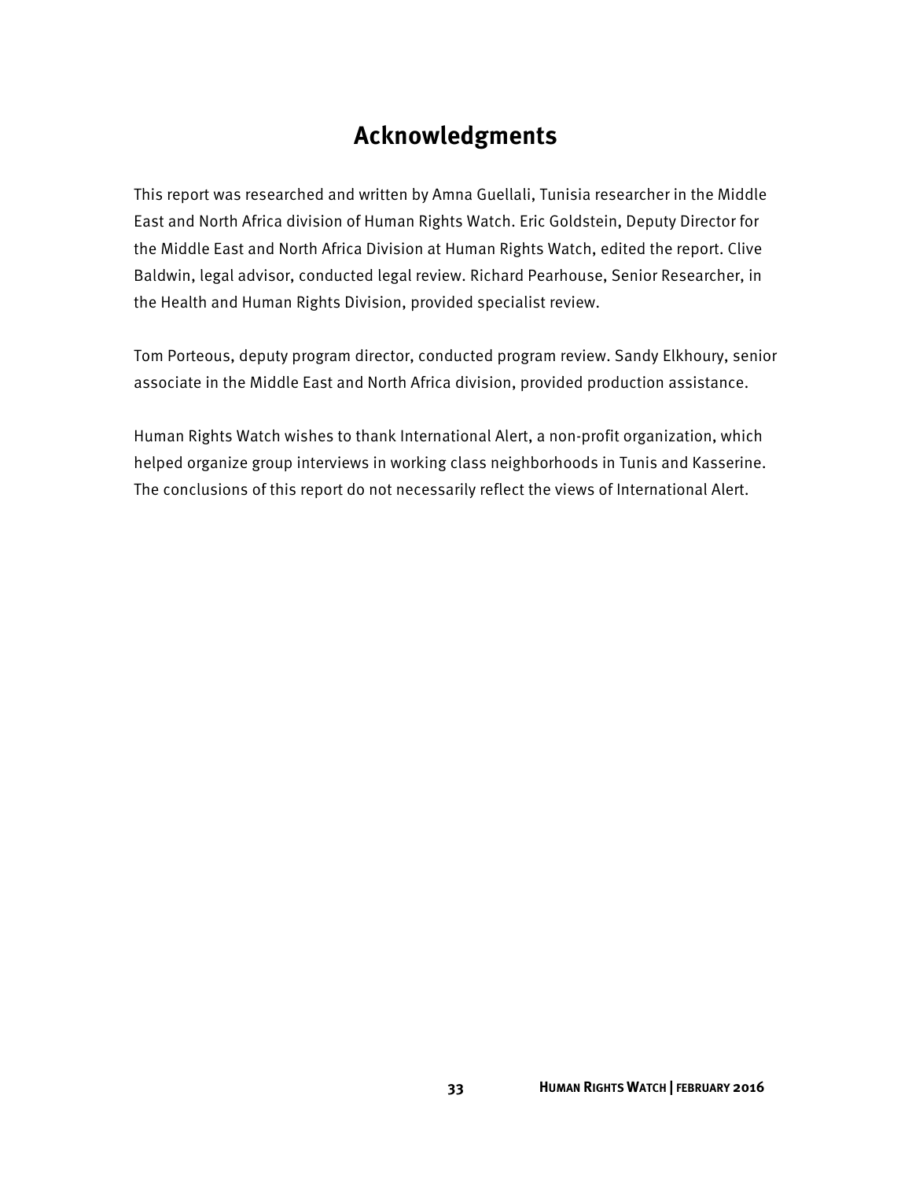# Acknowledgments

This report was researched and written by Amna Guellali, Tunisia researcher in the Middle East and North Africa division of Human Rights Watch. Eric Goldstein, Deputy Director for the Middle East and North Africa Division at Human Rights Watch, edited the report. Clive Baldwin, legal advisor, conducted legal review. Richard Pearhouse, Senior Researcher, in the Health and Human Rights Division, provided specialist review.

Tom Porteous, deputy program director, conducted program review. Sandy Elkhoury, senior associate in the Middle East and North Africa division, provided production assistance.

Human Rights Watch wishes to thank International Alert, a non-profit organization, which helped organize group interviews in working class neighborhoods in Tunis and Kasserine. The conclusions of this report do not necessarily reflect the views of International Alert.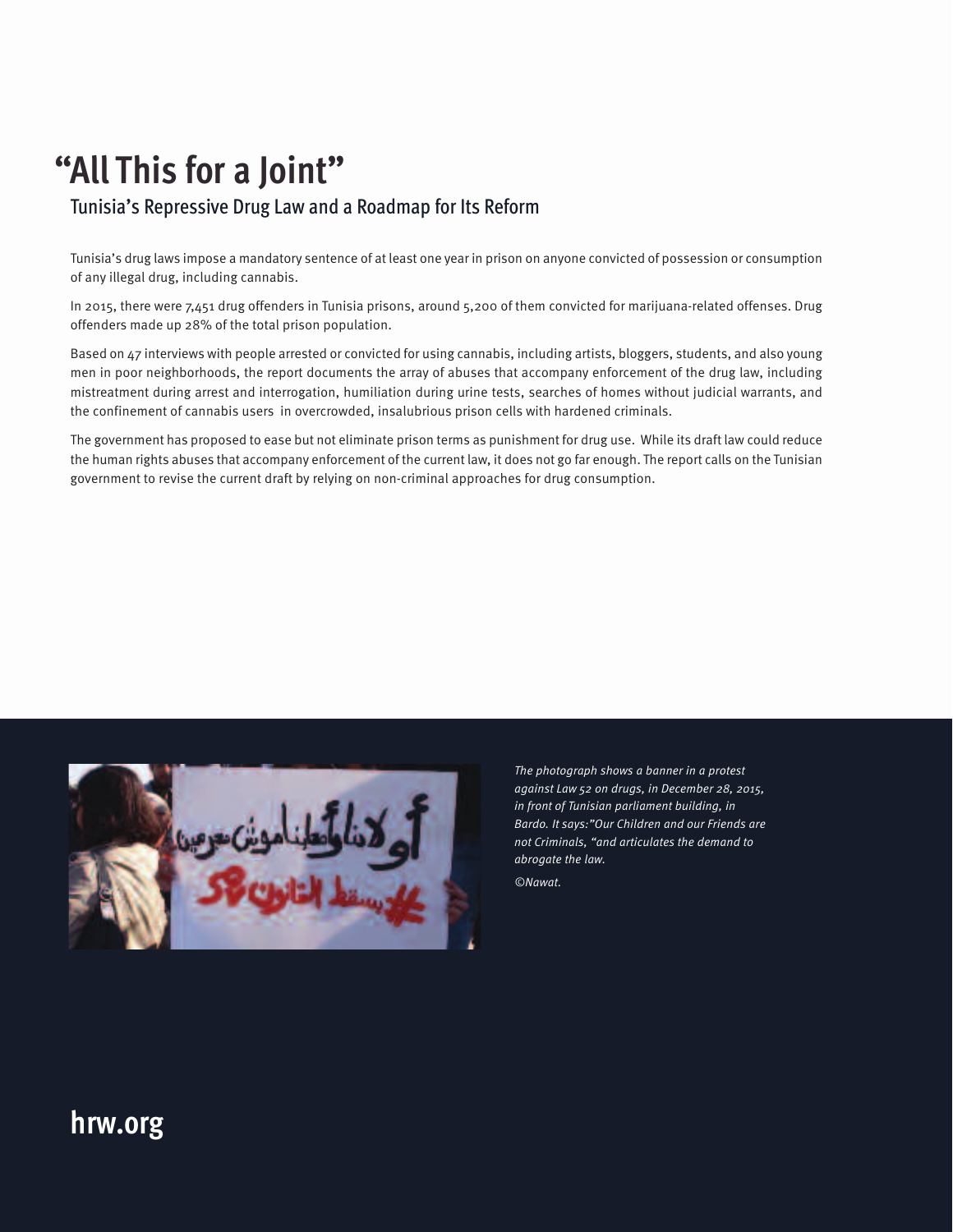# "All This for a Joint"

## Tunisia's Repressive Drug Law and a Roadmap for Its Reform

Tunisia's drug laws impose a mandatory sentence of at least one year in prison on anyone convicted of possession or consumption of any illegal drug, including cannabis.

In 2015, there were 7,451 drug offenders in Tunisia prisons, around 5,200 of them convicted for marijuana-related offenses. Drug offenders made up 28% of the total prison population.

Based on 47 interviews with people arrested or convicted for using cannabis, including artists, bloggers, students, and also young men in poor neighborhoods, the report documents the array of abuses that accompany enforcement of the drug law, including mistreatment during arrest and interrogation, humiliation during urine tests, searches of homes without judicial warrants, and the confinement of cannabis users in overcrowded, insalubrious prison cells with hardened criminals.

The government has proposed to ease but not eliminate prison terms as punishment for drug use. While its draft law could reduce the human rights abuses that accompany enforcement of the current law, it does not go far enough. The report calls on the Tunisian government to revise the current draft by relying on non-criminal approaches for drug consumption.

*The photograph shows a banner in a protest against Law 52 on drugs, in December 28, 2015, in front of Tunisian parliament building, in Bardo. It says:"Our Children and our Friends are not Criminals, "and articulates the demand to abrogate the law.*

*©Nawat.*

**hrw.org**